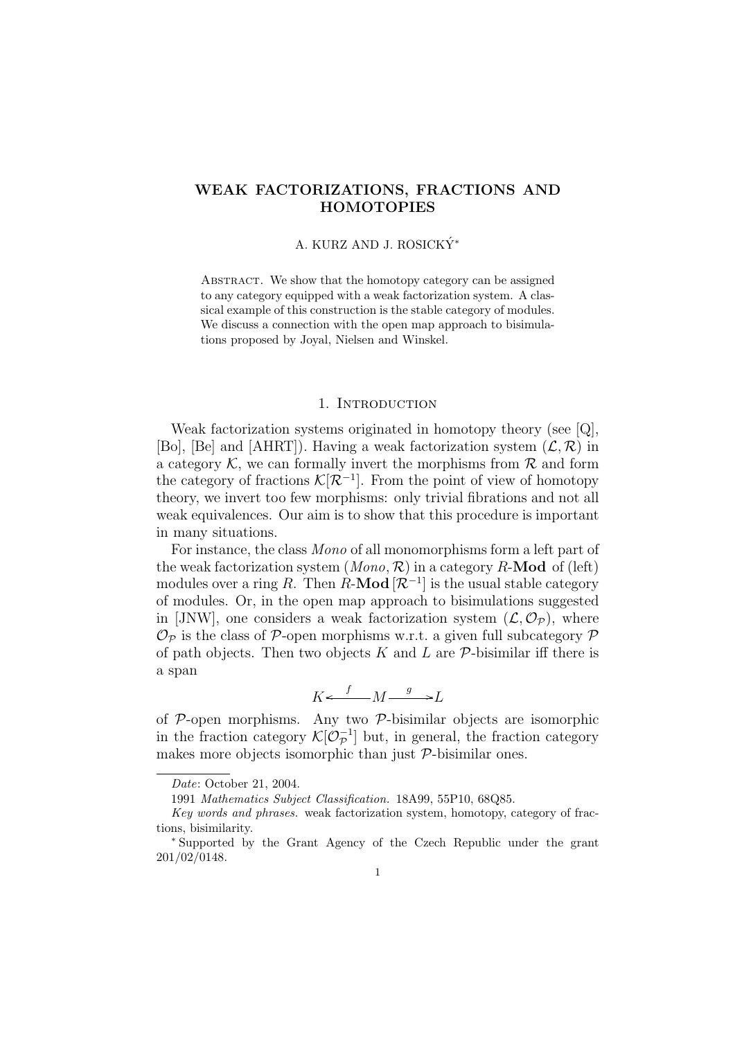# WEAK FACTORIZATIONS, FRACTIONS AND HOMOTOPIES

A. KURZ AND J. ROSICKÝ*

Abstract. We show that the homotopy category can be assigned to any category equipped with a weak factorization system. A classical example of this construction is the stable category of modules. We discuss a connection with the open map approach to bisimulations proposed by Joyal, Nielsen and Winskel.

## 1. Introduction

Weak factorization systems originated in homotopy theory (see [Q], [Bo], [Be] and [AHRT]). Having a weak factorization system $(\mathcal{L}, \mathcal{R})$ in a category $\mathcal{K}$, we can formally invert the morphisms from $\mathcal{R}$ and form the category of fractions $\mathcal{K}[\mathcal{R}^{-1}]$. From the point of view of homotopy theory, we invert too few morphisms: only trivial fibrations and not all weak equivalences. Our aim is to show that this procedure is important in many situations.

For instance, the class *Mono* of all monomorphisms form a left part of the weak factorization system $(Mono, \mathcal{R})$ in a category $R$-**Mod** of (left) modules over a ring $R$. Then $R\text{-}\mathbf{Mod}\,[\mathcal{R}^{-1}]$ is the usual stable category of modules. Or, in the open map approach to bisimulations suggested in [JNW], one considers a weak factorization system $(\mathcal{L}, \mathcal{O}_{\mathcal{P}})$, where $\mathcal{O}_{\mathcal{P}}$ is the class of $\mathcal{P}$-open morphisms w.r.t. a given full subcategory $\mathcal{P}$ of path objects. Then two objects $K$ and $L$ are $\mathcal{P}$-bisimilar iff there is a span

$$K \xleftarrow{\ f\ } M \xrightarrow{\ g\ } L$$

of $\mathcal{P}$-open morphisms. Any two $\mathcal{P}$-bisimilar objects are isomorphic in the fraction category $\mathcal{K}[\mathcal{O}_{\mathcal{P}}^{-1}]$ but, in general, the fraction category makes more objects isomorphic than just $\mathcal{P}$-bisimilar ones.

---

*Date*: October 21, 2004.

1991 *Mathematics Subject Classification.* 18A99, 55P10, 68Q85.

*Key words and phrases.* weak factorization system, homotopy, category of fractions, bisimilarity.

\* Supported by the Grant Agency of the Czech Republic under the grant 201/02/0148.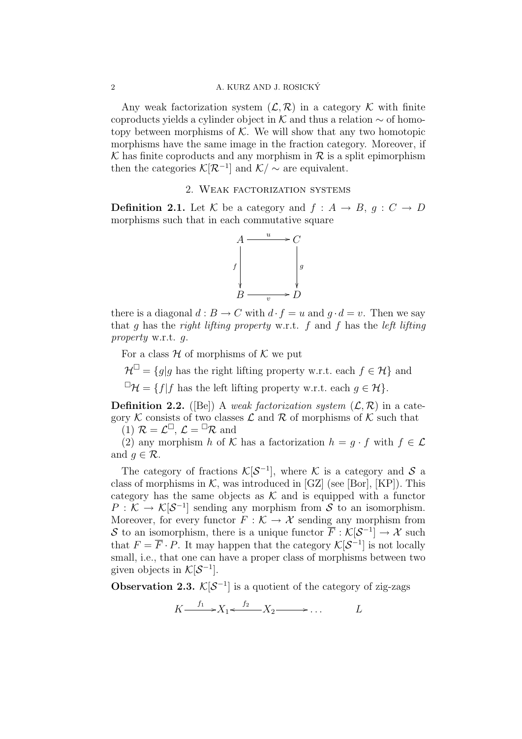Any weak factorization system $(\mathcal{L}, \mathcal{R})$ in a category $\mathcal{K}$ with finite coproducts yields a cylinder object in $\mathcal{K}$ and thus a relation $\sim$ of homotopy between morphisms of $\mathcal{K}$. We will show that any two homotopic morphisms have the same image in the fraction category. Moreover, if $\mathcal{K}$ has finite coproducts and any morphism in $\mathcal{R}$ is a split epimorphism then the categories $\mathcal{K}[\mathcal{R}^{-1}]$ and $\mathcal{K}/\sim$ are equivalent.

## 2. Weak factorization systems

**Definition 2.1.** Let $\mathcal{K}$ be a category and $f : A \to B$, $g : C \to D$ morphisms such that in each commutative square

$$\begin{array}{ccc} A & \xrightarrow{u} & C \\ {\scriptstyle f}\downarrow & & \downarrow{\scriptstyle g} \\ B & \xrightarrow[v]{} & D \end{array}$$

there is a diagonal $d : B \to C$ with $d \cdot f = u$ and $g \cdot d = v$. Then we say that $g$ has the *right lifting property* w.r.t. $f$ and $f$ has the *left lifting property* w.r.t. $g$.

For a class $\mathcal{H}$ of morphisms of $\mathcal{K}$ we put

$\mathcal{H}^{\square} = \{g | g$ has the right lifting property w.r.t. each $f \in \mathcal{H}\}$ and

${}^{\square}\mathcal{H} = \{f | f$ has the left lifting property w.r.t. each $g \in \mathcal{H}\}$.

**Definition 2.2.** ([Be]) A *weak factorization system* $(\mathcal{L}, \mathcal{R})$ in a category $\mathcal{K}$ consists of two classes $\mathcal{L}$ and $\mathcal{R}$ of morphisms of $\mathcal{K}$ such that

(1) $\mathcal{R} = \mathcal{L}^{\square}$, $\mathcal{L} = {}^{\square}\mathcal{R}$ and

(2) any morphism $h$ of $\mathcal{K}$ has a factorization $h = g \cdot f$ with $f \in \mathcal{L}$ and $g \in \mathcal{R}$.

The category of fractions $\mathcal{K}[\mathcal{S}^{-1}]$, where $\mathcal{K}$ is a category and $\mathcal{S}$ a class of morphisms in $\mathcal{K}$, was introduced in [GZ] (see [Bor], [KP]). This category has the same objects as $\mathcal{K}$ and is equipped with a functor $P : \mathcal{K} \to \mathcal{K}[\mathcal{S}^{-1}]$ sending any morphism from $\mathcal{S}$ to an isomorphism. Moreover, for every functor $F : \mathcal{K} \to \mathcal{X}$ sending any morphism from $\mathcal{S}$ to an isomorphism, there is a unique functor $\overline{F} : \mathcal{K}[\mathcal{S}^{-1}] \to \mathcal{X}$ such that $F = \overline{F} \cdot P$. It may happen that the category $\mathcal{K}[\mathcal{S}^{-1}]$ is not locally small, i.e., that one can have a proper class of morphisms between two given objects in $\mathcal{K}[\mathcal{S}^{-1}]$.

**Observation 2.3.** $\mathcal{K}[\mathcal{S}^{-1}]$ is a quotient of the category of zig-zags

$$K \xrightarrow{f_1} X_1 \xleftarrow{f_2} X_2 \longrightarrow \dots \qquad L$$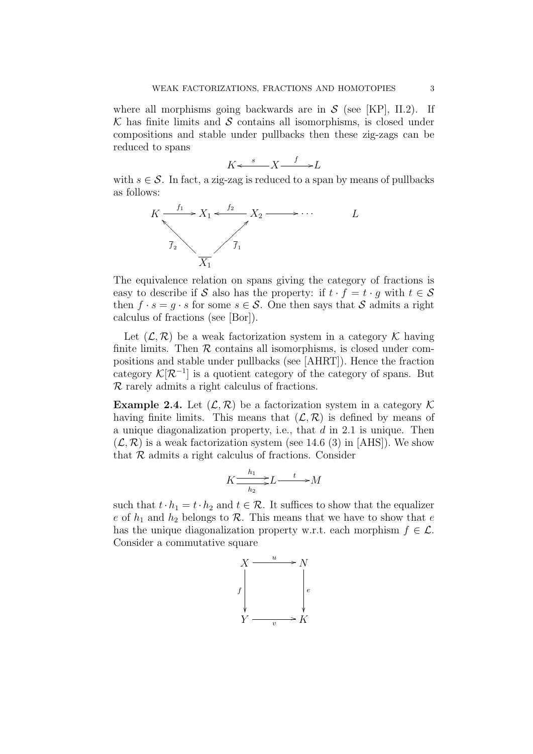where all morphisms going backwards are in $\mathcal{S}$ (see [KP], II.2). If $\mathcal{K}$ has finite limits and $\mathcal{S}$ contains all isomorphisms, is closed under compositions and stable under pullbacks then these zig-zags can be reduced to spans

$$K \xleftarrow{\ s\ } X \xrightarrow{\ f\ } L$$

with $s \in \mathcal{S}$. In fact, a zig-zag is reduced to a span by means of pullbacks as follows:

$$\begin{array}{ccccccc} K & \xrightarrow{f_1} & X_1 & \xleftarrow{f_2} & X_2 & \longrightarrow \cdots & \qquad L \\ & \nwarrow_{\overline{f}_2} & & \nearrow_{\overline{f}_1} & & & \\ & & \overline{X_1} & & & & \end{array}$$

The equivalence relation on spans giving the category of fractions is easy to describe if $\mathcal{S}$ also has the property: if $t \cdot f = t \cdot g$ with $t \in \mathcal{S}$ then $f \cdot s = g \cdot s$ for some $s \in \mathcal{S}$. One then says that $\mathcal{S}$ admits a right calculus of fractions (see [Bor]).

Let $(\mathcal{L}, \mathcal{R})$ be a weak factorization system in a category $\mathcal{K}$ having finite limits. Then $\mathcal{R}$ contains all isomorphisms, is closed under compositions and stable under pullbacks (see [AHRT]). Hence the fraction category $\mathcal{K}[\mathcal{R}^{-1}]$ is a quotient category of the category of spans. But $\mathcal{R}$ rarely admits a right calculus of fractions.

**Example 2.4.** Let $(\mathcal{L}, \mathcal{R})$ be a factorization system in a category $\mathcal{K}$ having finite limits. This means that $(\mathcal{L}, \mathcal{R})$ is defined by means of a unique diagonalization property, i.e., that $d$ in 2.1 is unique. Then $(\mathcal{L}, \mathcal{R})$ is a weak factorization system (see 14.6 (3) in [AHS]). We show that $\mathcal{R}$ admits a right calculus of fractions. Consider

$$K \underset{h_2}{\overset{h_1}{\rightrightarrows}} L \xrightarrow{\ t\ } M$$

such that $t \cdot h_1 = t \cdot h_2$ and $t \in \mathcal{R}$. It suffices to show that the equalizer $e$ of $h_1$ and $h_2$ belongs to $\mathcal{R}$. This means that we have to show that $e$ has the unique diagonalization property w.r.t. each morphism $f \in \mathcal{L}$. Consider a commutative square

$$\begin{array}{ccc} X & \xrightarrow{\ u\ } & N \\ {\scriptstyle f}\downarrow & & \downarrow{\scriptstyle e} \\ Y & \xrightarrow[\ v\ ]{} & K \end{array}$$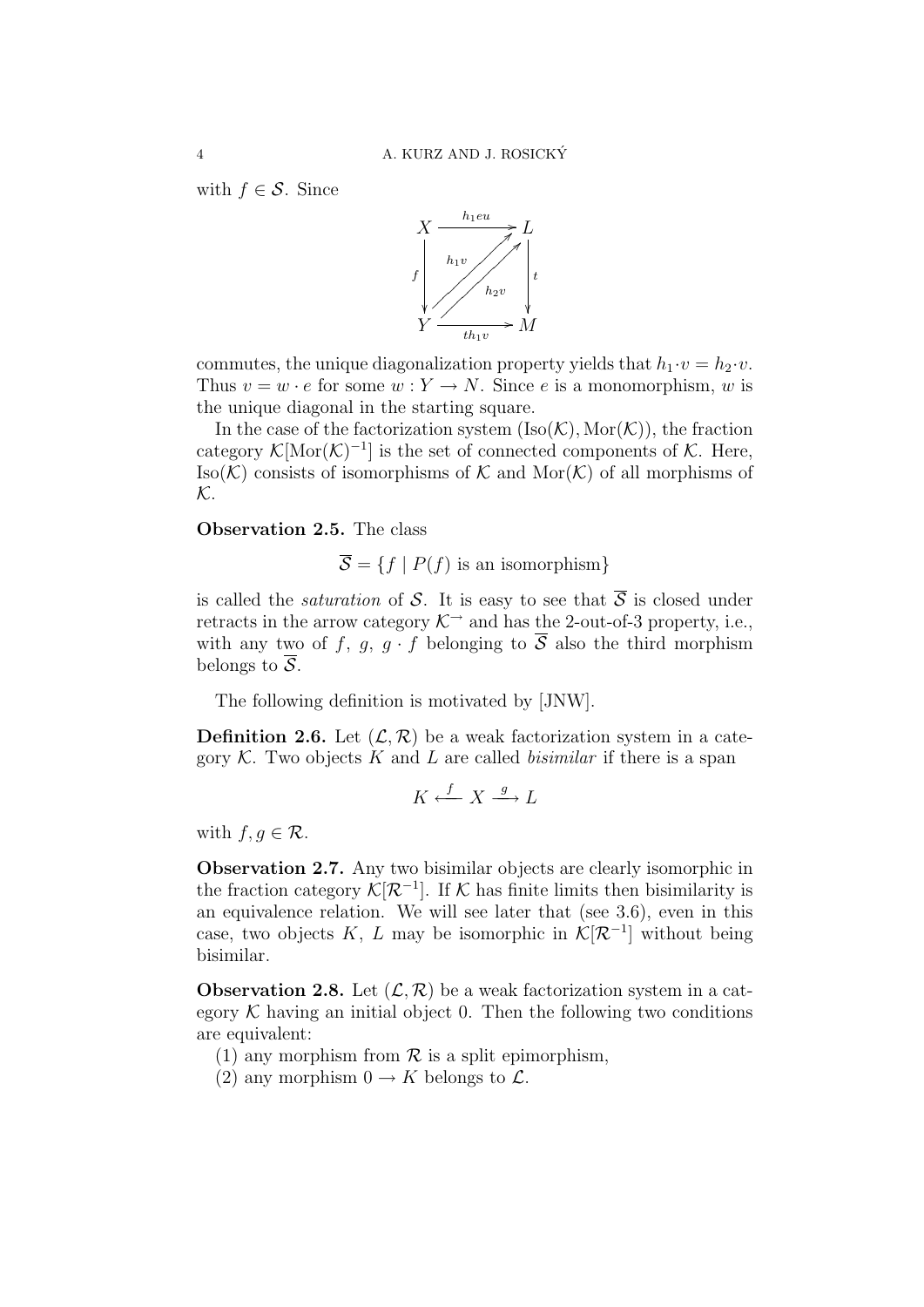with $f \in \mathcal{S}$. Since

$$
\begin{array}{ccc}
X & \xrightarrow{h_1 e u} & L \\
{\scriptstyle f}\downarrow & \nearrow_{h_1 v} \;\; \nearrow_{h_2 v} & \downarrow{\scriptstyle t} \\
Y & \xrightarrow[t h_1 v]{} & M
\end{array}
$$

commutes, the unique diagonalization property yields that $h_1 \cdot v = h_2 \cdot v$. Thus $v = w \cdot e$ for some $w : Y \to N$. Since $e$ is a monomorphism, $w$ is the unique diagonal in the starting square.

In the case of the factorization system $(\mathrm{Iso}(\mathcal{K}), \mathrm{Mor}(\mathcal{K}))$, the fraction category $\mathcal{K}[\mathrm{Mor}(\mathcal{K})^{-1}]$ is the set of connected components of $\mathcal{K}$. Here, $\mathrm{Iso}(\mathcal{K})$ consists of isomorphisms of $\mathcal{K}$ and $\mathrm{Mor}(\mathcal{K})$ of all morphisms of $\mathcal{K}$.

**Observation 2.5.** The class

$$\overline{\mathcal{S}} = \{f \mid P(f) \text{ is an isomorphism}\}$$

is called the *saturation* of $\mathcal{S}$. It is easy to see that $\overline{\mathcal{S}}$ is closed under retracts in the arrow category $\mathcal{K}^{\to}$ and has the 2-out-of-3 property, i.e., with any two of $f$, $g$, $g \cdot f$ belonging to $\overline{\mathcal{S}}$ also the third morphism belongs to $\overline{\mathcal{S}}$.

The following definition is motivated by [JNW].

**Definition 2.6.** Let $(\mathcal{L}, \mathcal{R})$ be a weak factorization system in a category $\mathcal{K}$. Two objects $K$ and $L$ are called *bisimilar* if there is a span

$$K \xleftarrow{\;f\;} X \xrightarrow{\;g\;} L$$

with $f, g \in \mathcal{R}$.

**Observation 2.7.** Any two bisimilar objects are clearly isomorphic in the fraction category $\mathcal{K}[\mathcal{R}^{-1}]$. If $\mathcal{K}$ has finite limits then bisimilarity is an equivalence relation. We will see later that (see 3.6), even in this case, two objects $K$, $L$ may be isomorphic in $\mathcal{K}[\mathcal{R}^{-1}]$ without being bisimilar.

**Observation 2.8.** Let $(\mathcal{L}, \mathcal{R})$ be a weak factorization system in a category $\mathcal{K}$ having an initial object 0. Then the following two conditions are equivalent:

(1) any morphism from $\mathcal{R}$ is a split epimorphism,

(2) any morphism $0 \to K$ belongs to $\mathcal{L}$.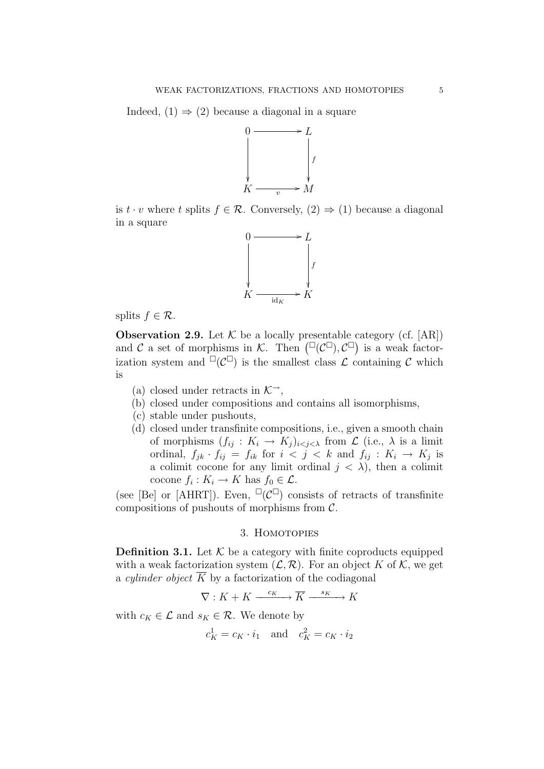Indeed, (1) ⇒ (2) because a diagonal in a square

$$
\begin{array}{ccc}
0 & \longrightarrow & L \\
\big\downarrow & & \big\downarrow f \\
K & \xrightarrow[v]{} & M
\end{array}
$$

is $t \cdot v$ where $t$ splits $f \in \mathcal{R}$. Conversely, (2) ⇒ (1) because a diagonal in a square

$$
\begin{array}{ccc}
0 & \longrightarrow & L \\
\big\downarrow & & \big\downarrow f \\
K & \xrightarrow[\mathrm{id}_K]{} & K
\end{array}
$$

splits $f \in \mathcal{R}$.

**Observation 2.9.** Let $\mathcal{K}$ be a locally presentable category (cf. [AR]) and $\mathcal{C}$ a set of morphisms in $\mathcal{K}$. Then $\big({}^{\square}(\mathcal{C}^{\square}), \mathcal{C}^{\square}\big)$ is a weak factorization system and ${}^{\square}(\mathcal{C}^{\square})$ is the smallest class $\mathcal{L}$ containing $\mathcal{C}$ which is

(a) closed under retracts in $\mathcal{K}^{\to}$,
(b) closed under compositions and contains all isomorphisms,
(c) stable under pushouts,
(d) closed under transfinite compositions, i.e., given a smooth chain of morphisms $(f_{ij} : K_i \to K_j)_{i<j<\lambda}$ from $\mathcal{L}$ (i.e., $\lambda$ is a limit ordinal, $f_{jk} \cdot f_{ij} = f_{ik}$ for $i < j < k$ and $f_{ij} : K_i \to K_j$ is a colimit cocone for any limit ordinal $j < \lambda$), then a colimit cocone $f_i : K_i \to K$ has $f_0 \in \mathcal{L}$.

(see [Be] or [AHRT]). Even, ${}^{\square}(\mathcal{C}^{\square})$ consists of retracts of transfinite compositions of pushouts of morphisms from $\mathcal{C}$.

## 3. Homotopies

**Definition 3.1.** Let $\mathcal{K}$ be a category with finite coproducts equipped with a weak factorization system $(\mathcal{L}, \mathcal{R})$. For an object $K$ of $\mathcal{K}$, we get a *cylinder object* $\overline{K}$ by a factorization of the codiagonal

$$\nabla : K + K \xrightarrow{\ c_K\ } \overline{K} \xrightarrow{\ s_K\ } K$$

with $c_K \in \mathcal{L}$ and $s_K \in \mathcal{R}$. We denote by

$$c_K^1 = c_K \cdot i_1 \quad \text{and} \quad c_K^2 = c_K \cdot i_2$$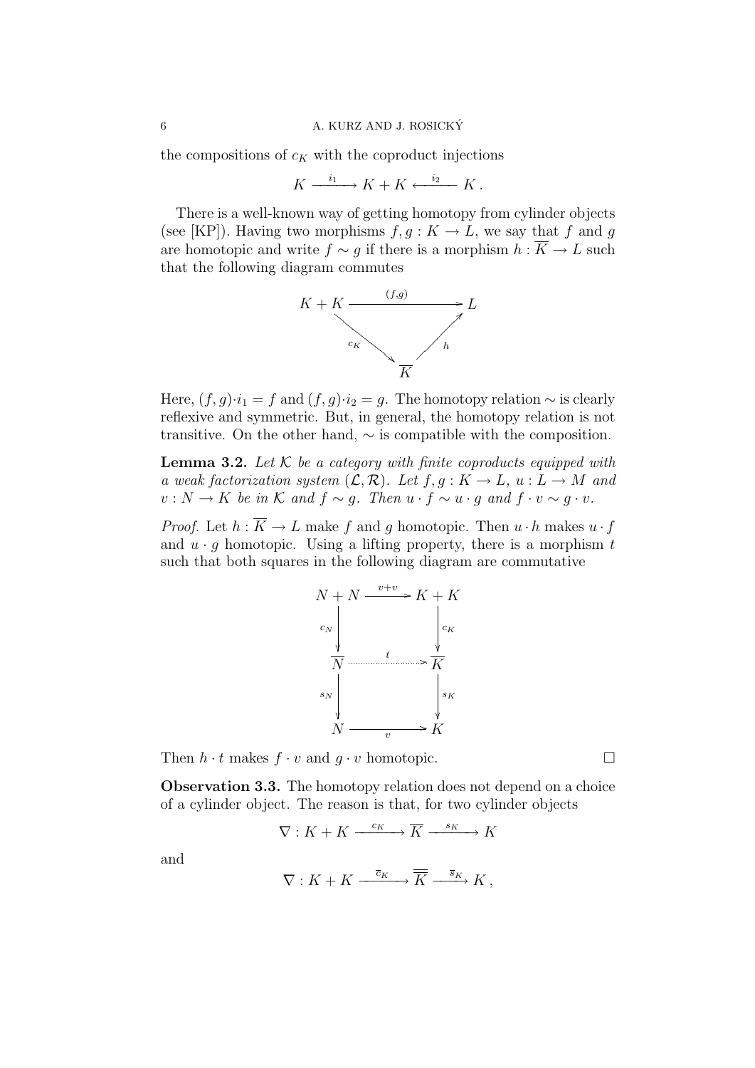the compositions of $c_K$ with the coproduct injections

$$K \xrightarrow{\ i_1\ } K + K \xleftarrow{\ i_2\ } K\,.$$

There is a well-known way of getting homotopy from cylinder objects (see [KP]). Having two morphisms $f, g : K \to L$, we say that $f$ and $g$ are homotopic and write $f \sim g$ if there is a morphism $h : \overline{K} \to L$ such that the following diagram commutes

$$\begin{array}{ccc} K + K & \xrightarrow{\quad (f,g) \quad} & L \\ & {\scriptstyle c_K} \searrow \quad \nearrow {\scriptstyle h} & \\ & \overline{K} & \end{array}$$

Here, $(f, g)\cdot i_1 = f$ and $(f, g)\cdot i_2 = g$. The homotopy relation $\sim$ is clearly reflexive and symmetric. But, in general, the homotopy relation is not transitive. On the other hand, $\sim$ is compatible with the composition.

**Lemma 3.2.** *Let $\mathcal{K}$ be a category with finite coproducts equipped with a weak factorization system $(\mathcal{L}, \mathcal{R})$. Let $f, g : K \to L$, $u : L \to M$ and $v : N \to K$ be in $\mathcal{K}$ and $f \sim g$. Then $u \cdot f \sim u \cdot g$ and $f \cdot v \sim g \cdot v$.*

*Proof.* Let $h : \overline{K} \to L$ make $f$ and $g$ homotopic. Then $u \cdot h$ makes $u \cdot f$ and $u \cdot g$ homotopic. Using a lifting property, there is a morphism $t$ such that both squares in the following diagram are commutative

$$\begin{array}{ccc} N + N & \xrightarrow{\ v+v\ } & K + K \\ {\scriptstyle c_N}\downarrow & & \downarrow{\scriptstyle c_K} \\ \overline{N} & \xrightarrow{\quad t \quad} & \overline{K} \\ {\scriptstyle s_N}\downarrow & & \downarrow{\scriptstyle s_K} \\ N & \xrightarrow[\quad v \quad]{} & K \end{array}$$

Then $h \cdot t$ makes $f \cdot v$ and $g \cdot v$ homotopic. $\square$

**Observation 3.3.** The homotopy relation does not depend on a choice of a cylinder object. The reason is that, for two cylinder objects

$$\nabla : K + K \xrightarrow{\ c_K\ } \overline{K} \xrightarrow{\ s_K\ } K$$

and

$$\nabla : K + K \xrightarrow{\ \overline{c}_K\ } \overline{\overline{K}} \xrightarrow{\ \overline{s}_K\ } K\,,$$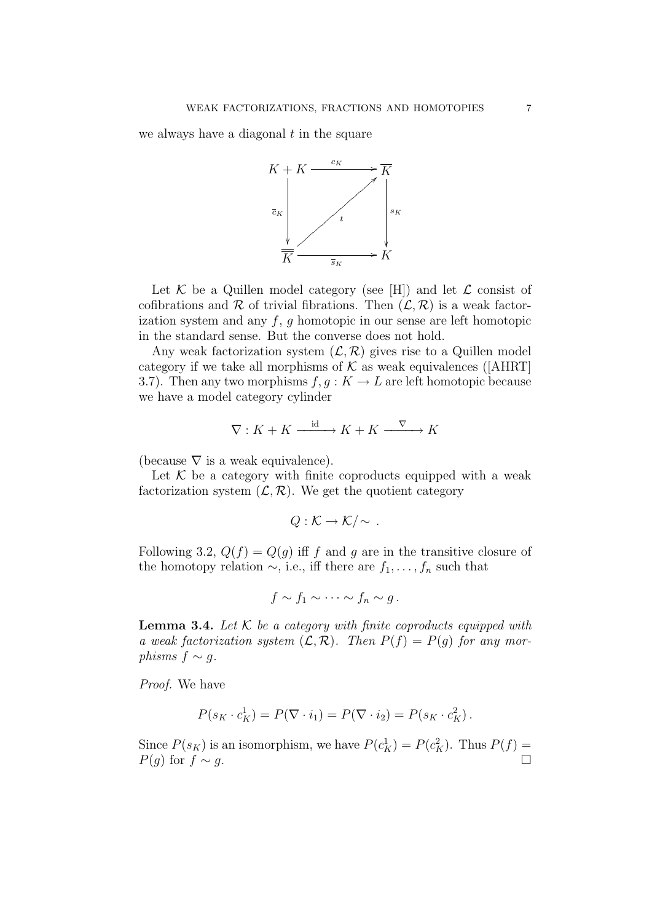we always have a diagonal $t$ in the square

$$
\begin{array}{ccc}
K + K & \xrightarrow{c_K} & \overline{K} \\
{\scriptstyle \overline{c}_K}\downarrow & \overset{t}{\nearrow} & \downarrow{\scriptstyle s_K} \\
\overline{\overline{K}} & \xrightarrow[\overline{s}_K]{} & K
\end{array}
$$

Let $\mathcal{K}$ be a Quillen model category (see [H]) and let $\mathcal{L}$ consist of cofibrations and $\mathcal{R}$ of trivial fibrations. Then $(\mathcal{L}, \mathcal{R})$ is a weak factorization system and any $f$, $g$ homotopic in our sense are left homotopic in the standard sense. But the converse does not hold.

Any weak factorization system $(\mathcal{L}, \mathcal{R})$ gives rise to a Quillen model category if we take all morphisms of $\mathcal{K}$ as weak equivalences ([AHRT] 3.7). Then any two morphisms $f, g : K \to L$ are left homotopic because we have a model category cylinder

$$\nabla : K + K \xrightarrow{\ \mathrm{id}\ } K + K \xrightarrow{\ \nabla\ } K$$

(because $\nabla$ is a weak equivalence).

Let $\mathcal{K}$ be a category with finite coproducts equipped with a weak factorization system $(\mathcal{L}, \mathcal{R})$. We get the quotient category

$$Q : \mathcal{K} \to \mathcal{K}/\sim\ .$$

Following 3.2, $Q(f) = Q(g)$ iff $f$ and $g$ are in the transitive closure of the homotopy relation $\sim$, i.e., iff there are $f_1, \dots, f_n$ such that

$$f \sim f_1 \sim \dots \sim f_n \sim g\,.$$

**Lemma 3.4.** *Let $\mathcal{K}$ be a category with finite coproducts equipped with a weak factorization system $(\mathcal{L}, \mathcal{R})$. Then $P(f) = P(g)$ for any morphisms $f \sim g$.*

*Proof.* We have

$$P(s_K \cdot c_K^1) = P(\nabla \cdot i_1) = P(\nabla \cdot i_2) = P(s_K \cdot c_K^2)\,.$$

Since $P(s_K)$ is an isomorphism, we have $P(c_K^1) = P(c_K^2)$. Thus $P(f) = P(g)$ for $f \sim g$. $\square$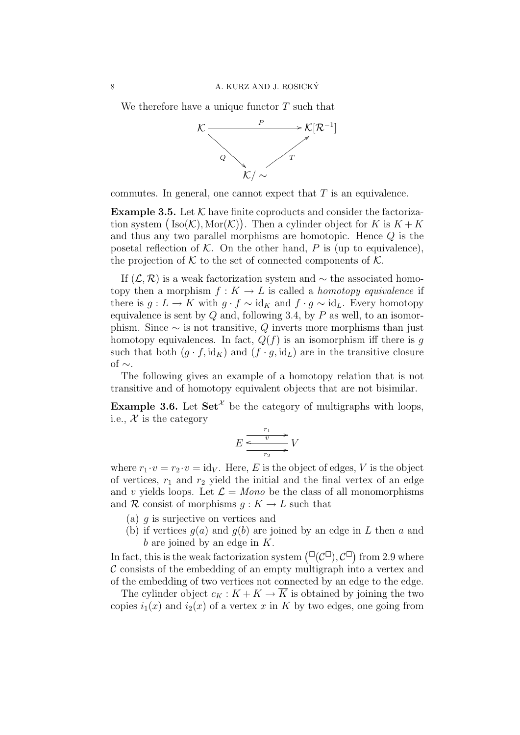We therefore have a unique functor $T$ such that

$$\begin{array}{ccc} \mathcal{K} & \xrightarrow{P} & \mathcal{K}[\mathcal{R}^{-1}] \\ & {\scriptstyle Q}\searrow \quad \nearrow{\scriptstyle T} & \\ & \mathcal{K}/\sim & \end{array}$$

commutes. In general, one cannot expect that $T$ is an equivalence.

**Example 3.5.** Let $\mathcal{K}$ have finite coproducts and consider the factorization system $\big(\mathrm{Iso}(\mathcal{K}), \mathrm{Mor}(\mathcal{K})\big)$. Then a cylinder object for $K$ is $K + K$ and thus any two parallel morphisms are homotopic. Hence $Q$ is the posetal reflection of $\mathcal{K}$. On the other hand, $P$ is (up to equivalence), the projection of $\mathcal{K}$ to the set of connected components of $\mathcal{K}$.

If $(\mathcal{L}, \mathcal{R})$ is a weak factorization system and $\sim$ the associated homotopy then a morphism $f : K \to L$ is called a *homotopy equivalence* if there is $g : L \to K$ with $g \cdot f \sim \mathrm{id}_K$ and $f \cdot g \sim \mathrm{id}_L$. Every homotopy equivalence is sent by $Q$ and, following 3.4, by $P$ as well, to an isomorphism. Since $\sim$ is not transitive, $Q$ inverts more morphisms than just homotopy equivalences. In fact, $Q(f)$ is an isomorphism iff there is $g$ such that both $(g \cdot f, \mathrm{id}_K)$ and $(f \cdot g, \mathrm{id}_L)$ are in the transitive closure of $\sim$.

The following gives an example of a homotopy relation that is not transitive and of homotopy equivalent objects that are not bisimilar.

**Example 3.6.** Let $\mathbf{Set}^{\mathcal{X}}$ be the category of multigraphs with loops, i.e., $\mathcal{X}$ is the category

$$E \underset{r_2}{\overset{r_1}{\underset{\xleftarrow{\;v\;}}{\rightrightarrows}}} V$$

where $r_1 \cdot v = r_2 \cdot v = \mathrm{id}_V$. Here, $E$ is the object of edges, $V$ is the object of vertices, $r_1$ and $r_2$ yield the initial and the final vertex of an edge and $v$ yields loops. Let $\mathcal{L} = \mathit{Mono}$ be the class of all monomorphisms and $\mathcal{R}$ consist of morphisms $g : K \to L$ such that

(a) $g$ is surjective on vertices and
(b) if vertices $g(a)$ and $g(b)$ are joined by an edge in $L$ then $a$ and $b$ are joined by an edge in $K$.

In fact, this is the weak factorization system $\big({}^{\square}(\mathcal{C}^{\square}), \mathcal{C}^{\square}\big)$ from 2.9 where $\mathcal{C}$ consists of the embedding of an empty multigraph into a vertex and of the embedding of two vertices not connected by an edge to the edge.

The cylinder object $c_K : K + K \to \overline{K}$ is obtained by joining the two copies $i_1(x)$ and $i_2(x)$ of a vertex $x$ in $K$ by two edges, one going from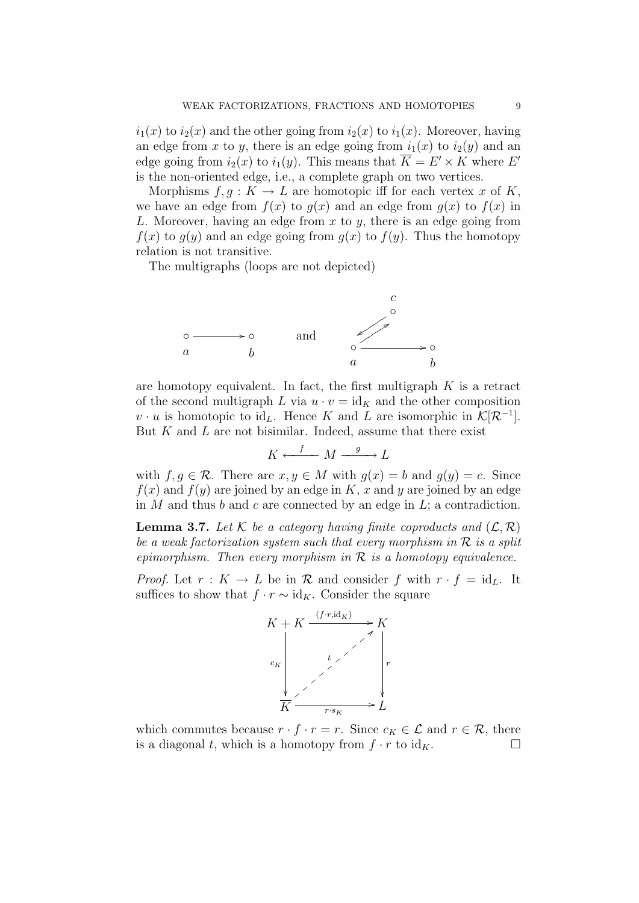$i_1(x)$ to $i_2(x)$ and the other going from $i_2(x)$ to $i_1(x)$. Moreover, having an edge from $x$ to $y$, there is an edge going from $i_1(x)$ to $i_2(y)$ and an edge going from $i_2(x)$ to $i_1(y)$. This means that $\overline{K} = E' \times K$ where $E'$ is the non-oriented edge, i.e., a complete graph on two vertices.

Morphisms $f, g : K \to L$ are homotopic iff for each vertex $x$ of $K$, we have an edge from $f(x)$ to $g(x)$ and an edge from $g(x)$ to $f(x)$ in $L$. Moreover, having an edge from $x$ to $y$, there is an edge going from $f(x)$ to $g(y)$ and an edge going from $g(x)$ to $f(y)$. Thus the homotopy relation is not transitive.

The multigraphs (loops are not depicted)

$$a \circ \longrightarrow \circ\, b \qquad \text{and} \qquad a \circ \longrightarrow \circ\, b,\quad a \rightleftarrows c$$

are homotopy equivalent. In fact, the first multigraph $K$ is a retract of the second multigraph $L$ via $u \cdot v = \mathrm{id}_K$ and the other composition $v \cdot u$ is homotopic to $\mathrm{id}_L$. Hence $K$ and $L$ are isomorphic in $\mathcal{K}[\mathcal{R}^{-1}]$. But $K$ and $L$ are not bisimilar. Indeed, assume that there exist

$$K \xleftarrow{\;f\;} M \xrightarrow{\;g\;} L$$

with $f, g \in \mathcal{R}$. There are $x, y \in M$ with $g(x) = b$ and $g(y) = c$. Since $f(x)$ and $f(y)$ are joined by an edge in $K$, $x$ and $y$ are joined by an edge in $M$ and thus $b$ and $c$ are connected by an edge in $L$; a contradiction.

**Lemma 3.7.** *Let $\mathcal{K}$ be a category having finite coproducts and $(\mathcal{L}, \mathcal{R})$ be a weak factorization system such that every morphism in $\mathcal{R}$ is a split epimorphism. Then every morphism in $\mathcal{R}$ is a homotopy equivalence.*

*Proof.* Let $r : K \to L$ be in $\mathcal{R}$ and consider $f$ with $r \cdot f = \mathrm{id}_L$. It suffices to show that $f \cdot r \sim \mathrm{id}_K$. Consider the square

$$\begin{array}{ccc} K + K & \xrightarrow{(f \cdot r, \mathrm{id}_K)} & K \\ {\scriptstyle c_K}\downarrow & \overset{t}{\nearrow} & \downarrow{\scriptstyle r} \\ \overline{K} & \xrightarrow{\;r \cdot s_K\;} & L \end{array}$$

which commutes because $r \cdot f \cdot r = r$. Since $c_K \in \mathcal{L}$ and $r \in \mathcal{R}$, there is a diagonal $t$, which is a homotopy from $f \cdot r$ to $\mathrm{id}_K$. $\square$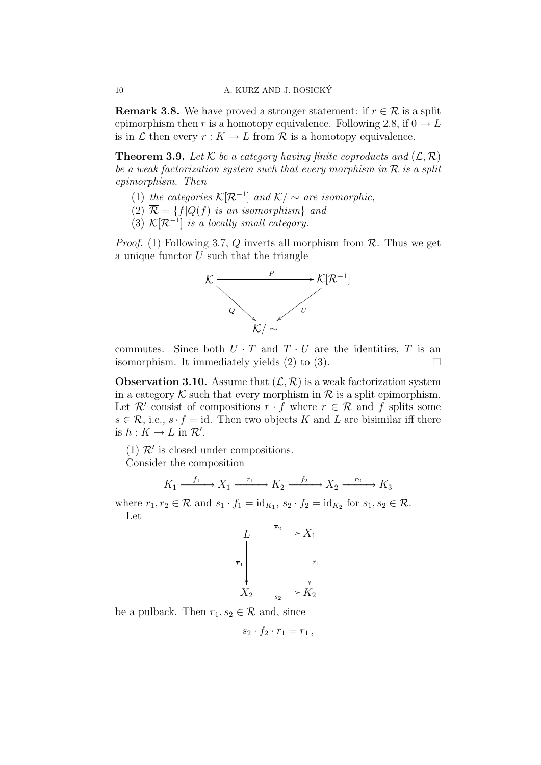**Remark 3.8.** We have proved a stronger statement: if $r \in \mathcal{R}$ is a split epimorphism then $r$ is a homotopy equivalence. Following 2.8, if $0 \to L$ is in $\mathcal{L}$ then every $r : K \to L$ from $\mathcal{R}$ is a homotopy equivalence.

**Theorem 3.9.** *Let $\mathcal{K}$ be a category having finite coproducts and $(\mathcal{L}, \mathcal{R})$ be a weak factorization system such that every morphism in $\mathcal{R}$ is a split epimorphism. Then*

1. *the categories $\mathcal{K}[\mathcal{R}^{-1}]$ and $\mathcal{K}/\sim$ are isomorphic,*
2. *$\overline{\mathcal{R}} = \{f | Q(f) \text{ is an isomorphism}\}$ and*
3. *$\mathcal{K}[\mathcal{R}^{-1}]$ is a locally small category.*

*Proof.* (1) Following 3.7, $Q$ inverts all morphism from $\mathcal{R}$. Thus we get a unique functor $U$ such that the triangle

$$\begin{array}{ccc} \mathcal{K} & \xrightarrow{P} & \mathcal{K}[\mathcal{R}^{-1}] \\ & {\scriptstyle Q}\searrow \quad \swarrow{\scriptstyle U} & \\ & \mathcal{K}/\sim & \end{array}$$

commutes. Since both $U \cdot T$ and $T \cdot U$ are the identities, $T$ is an isomorphism. It immediately yields (2) to (3). $\square$

**Observation 3.10.** Assume that $(\mathcal{L}, \mathcal{R})$ is a weak factorization system in a category $\mathcal{K}$ such that every morphism in $\mathcal{R}$ is a split epimorphism. Let $\mathcal{R}'$ consist of compositions $r \cdot f$ where $r \in \mathcal{R}$ and $f$ splits some $s \in \mathcal{R}$, i.e., $s \cdot f = \text{id}$. Then two objects $K$ and $L$ are bisimilar iff there is $h : K \to L$ in $\mathcal{R}'$.

(1) $\mathcal{R}'$ is closed under compositions.

Consider the composition

$$K_1 \xrightarrow{f_1} X_1 \xrightarrow{r_1} K_2 \xrightarrow{f_2} X_2 \xrightarrow{r_2} K_3$$

where $r_1, r_2 \in \mathcal{R}$ and $s_1 \cdot f_1 = \text{id}_{K_1}$, $s_2 \cdot f_2 = \text{id}_{K_2}$ for $s_1, s_2 \in \mathcal{R}$.

Let

$$\begin{array}{ccc} L & \xrightarrow{\overline{s}_2} & X_1 \\ {\scriptstyle \overline{r}_1}\downarrow & & \downarrow{\scriptstyle r_1} \\ X_2 & \xrightarrow[s_2]{} & K_2 \end{array}$$

be a pulback. Then $\overline{r}_1, \overline{s}_2 \in \mathcal{R}$ and, since

$$s_2 \cdot f_2 \cdot r_1 = r_1 \,,$$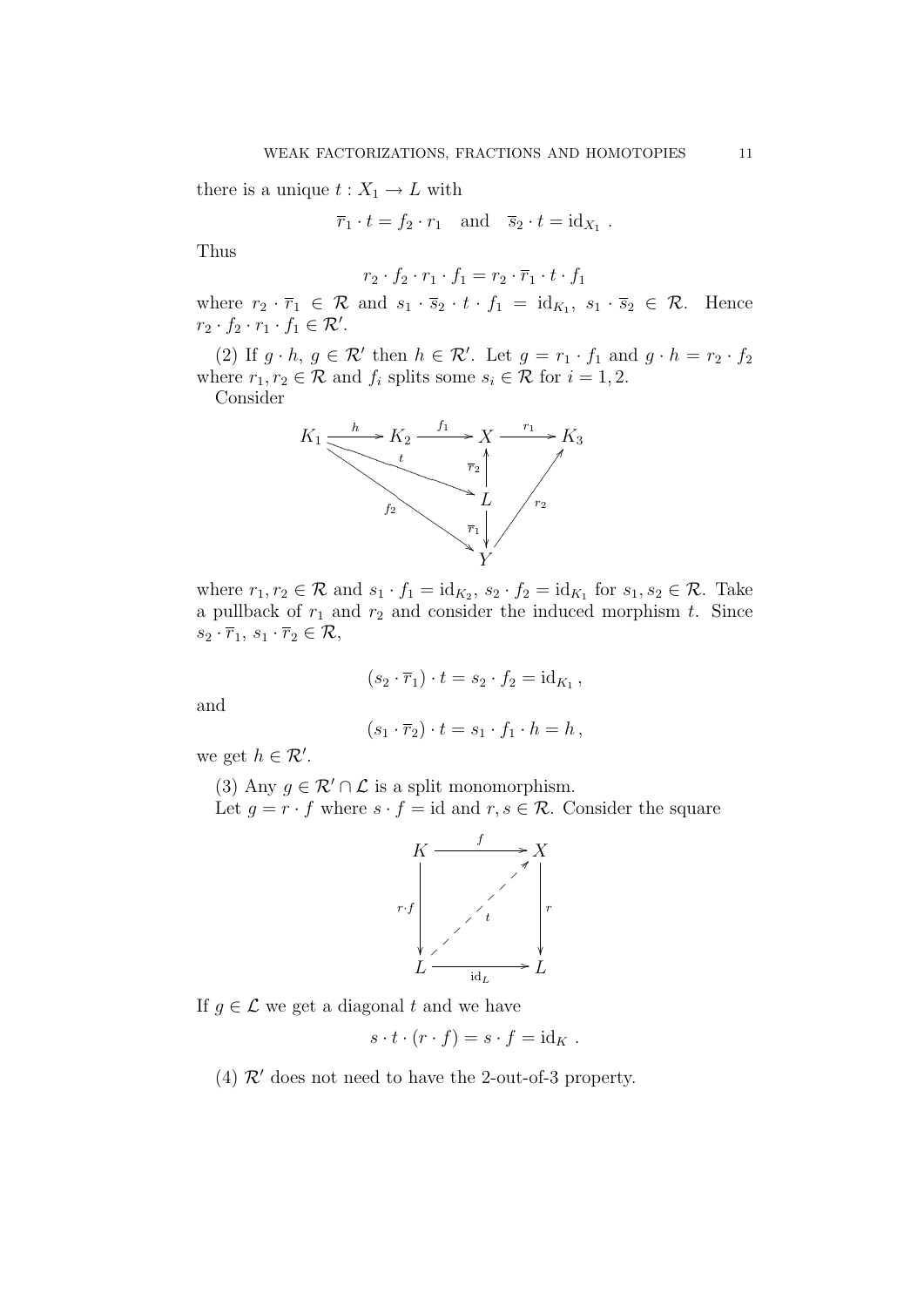there is a unique $t : X_1 \to L$ with

$$\overline{r}_1 \cdot t = f_2 \cdot r_1 \quad \text{and} \quad \overline{s}_2 \cdot t = \mathrm{id}_{X_1} \ .$$

Thus

$$r_2 \cdot f_2 \cdot r_1 \cdot f_1 = r_2 \cdot \overline{r}_1 \cdot t \cdot f_1$$

where $r_2 \cdot \overline{r}_1 \in \mathcal{R}$ and $s_1 \cdot \overline{s}_2 \cdot t \cdot f_1 = \mathrm{id}_{K_1}$, $s_1 \cdot \overline{s}_2 \in \mathcal{R}$. Hence $r_2 \cdot f_2 \cdot r_1 \cdot f_1 \in \mathcal{R}'$.

(2) If $g \cdot h$, $g \in \mathcal{R}'$ then $h \in \mathcal{R}'$. Let $g = r_1 \cdot f_1$ and $g \cdot h = r_2 \cdot f_2$ where $r_1, r_2 \in \mathcal{R}$ and $f_i$ splits some $s_i \in \mathcal{R}$ for $i = 1, 2$.

Consider

$$\begin{array}{ccccccc}
K_1 & \xrightarrow{h} & K_2 & \xrightarrow{f_1} & X & \xrightarrow{r_1} & K_3 \\
& \searrow^{t} & & & \uparrow{\scriptstyle \overline{r}_2} & & \\
& & & & L & & \nearrow{\scriptstyle r_2} \\
& \searrow_{f_2} & & & \downarrow{\scriptstyle \overline{r}_1} & & \\
& & & & Y & &
\end{array}$$

where $r_1, r_2 \in \mathcal{R}$ and $s_1 \cdot f_1 = \mathrm{id}_{K_2}$, $s_2 \cdot f_2 = \mathrm{id}_{K_1}$ for $s_1, s_2 \in \mathcal{R}$. Take a pullback of $r_1$ and $r_2$ and consider the induced morphism $t$. Since $s_2 \cdot \overline{r}_1$, $s_1 \cdot \overline{r}_2 \in \mathcal{R}$,

$$(s_2 \cdot \overline{r}_1) \cdot t = s_2 \cdot f_2 = \mathrm{id}_{K_1} \, ,$$

and

$$(s_1 \cdot \overline{r}_2) \cdot t = s_1 \cdot f_1 \cdot h = h \, ,$$

we get $h \in \mathcal{R}'$.

(3) Any $g \in \mathcal{R}' \cap \mathcal{L}$ is a split monomorphism.

Let $g = r \cdot f$ where $s \cdot f = \mathrm{id}$ and $r, s \in \mathcal{R}$. Consider the square

$$\begin{array}{ccc}
K & \xrightarrow{f} & X \\
{\scriptstyle r \cdot f}\downarrow & \nearrow_{t} & \downarrow{\scriptstyle r} \\
L & \xrightarrow{\mathrm{id}_L} & L
\end{array}$$

If $g \in \mathcal{L}$ we get a diagonal $t$ and we have

$$s \cdot t \cdot (r \cdot f) = s \cdot f = \mathrm{id}_K \ .$$

(4) $\mathcal{R}'$ does not need to have the 2-out-of-3 property.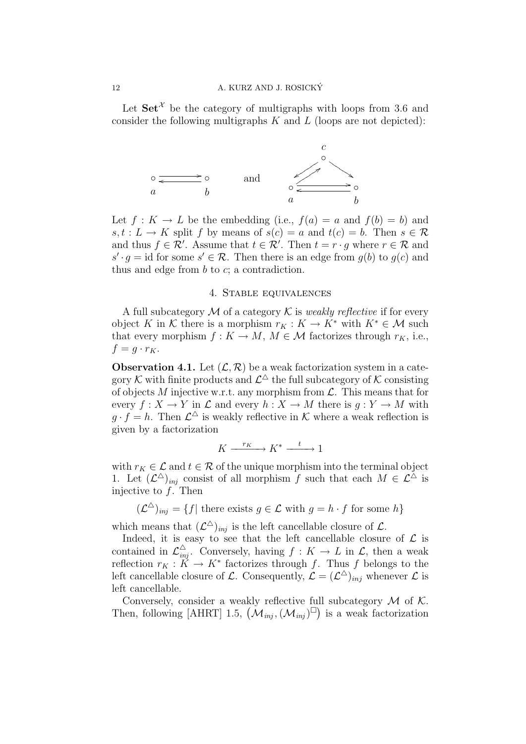Let $\mathbf{Set}^{\mathcal{X}}$ be the category of multigraphs with loops from 3.6 and consider the following multigraphs $K$ and $L$ (loops are not depicted):

$$\underset{a}{\circ} \rightleftarrows \underset{b}{\circ} \qquad \text{and} \qquad \begin{array}{c} c \\ \circ \\ \swarrow\!\nearrow \quad \searrow \\ \underset{a}{\circ} \rightleftarrows \underset{b}{\circ} \end{array}$$

Let $f : K \to L$ be the embedding (i.e., $f(a) = a$ and $f(b) = b$) and $s, t : L \to K$ split $f$ by means of $s(c) = a$ and $t(c) = b$. Then $s \in \mathcal{R}$ and thus $f \in \mathcal{R}'$. Assume that $t \in \mathcal{R}'$. Then $t = r \cdot g$ where $r \in \mathcal{R}$ and $s' \cdot g = \mathrm{id}$ for some $s' \in \mathcal{R}$. Then there is an edge from $g(b)$ to $g(c)$ and thus and edge from $b$ to $c$; a contradiction.

## 4. Stable equivalences

A full subcategory $\mathcal{M}$ of a category $\mathcal{K}$ is *weakly reflective* if for every object $K$ in $\mathcal{K}$ there is a morphism $r_K : K \to K^*$ with $K^* \in \mathcal{M}$ such that every morphism $f : K \to M$, $M \in \mathcal{M}$ factorizes through $r_K$, i.e., $f = g \cdot r_K$.

**Observation 4.1.** Let $(\mathcal{L}, \mathcal{R})$ be a weak factorization system in a category $\mathcal{K}$ with finite products and $\mathcal{L}^{\triangle}$ the full subcategory of $\mathcal{K}$ consisting of objects $M$ injective w.r.t. any morphism from $\mathcal{L}$. This means that for every $f : X \to Y$ in $\mathcal{L}$ and every $h : X \to M$ there is $g : Y \to M$ with $g \cdot f = h$. Then $\mathcal{L}^{\triangle}$ is weakly reflective in $\mathcal{K}$ where a weak reflection is given by a factorization

$$K \xrightarrow{\ r_K\ } K^* \xrightarrow{\ t\ } 1$$

with $r_K \in \mathcal{L}$ and $t \in \mathcal{R}$ of the unique morphism into the terminal object 1. Let $(\mathcal{L}^{\triangle})_{inj}$ consist of all morphism $f$ such that each $M \in \mathcal{L}^{\triangle}$ is injective to $f$. Then

$$(\mathcal{L}^{\triangle})_{inj} = \{f \mid \text{there exists } g \in \mathcal{L} \text{ with } g = h \cdot f \text{ for some } h\}$$

which means that $(\mathcal{L}^{\triangle})_{inj}$ is the left cancellable closure of $\mathcal{L}$.

Indeed, it is easy to see that the left cancellable closure of $\mathcal{L}$ is contained in $\mathcal{L}^{\triangle}_{inj}$. Conversely, having $f : K \to L$ in $\mathcal{L}$, then a weak reflection $r_K : K \to K^*$ factorizes through $f$. Thus $f$ belongs to the left cancellable closure of $\mathcal{L}$. Consequently, $\mathcal{L} = (\mathcal{L}^{\triangle})_{inj}$ whenever $\mathcal{L}$ is left cancellable.

Conversely, consider a weakly reflective full subcategory $\mathcal{M}$ of $\mathcal{K}$. Then, following [AHRT] 1.5, $\big(\mathcal{M}_{inj}, (\mathcal{M}_{inj})^{\square}\big)$ is a weak factorization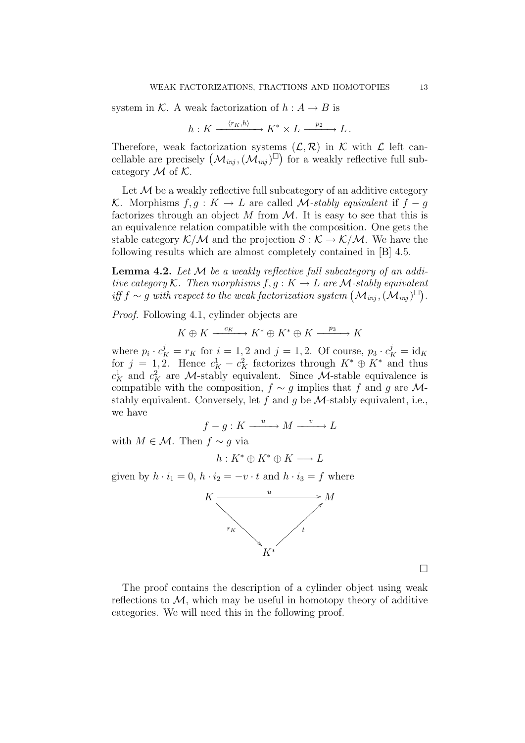system in $\mathcal{K}$. A weak factorization of $h : A \to B$ is

$$h : K \xrightarrow{\langle r_K, h\rangle} K^* \times L \xrightarrow{p_2} L\,.$$

Therefore, weak factorization systems $(\mathcal{L}, \mathcal{R})$ in $\mathcal{K}$ with $\mathcal{L}$ left cancellable are precisely $\big(\mathcal{M}_{inj}, (\mathcal{M}_{inj})^{\square}\big)$ for a weakly reflective full subcategory $\mathcal{M}$ of $\mathcal{K}$.

Let $\mathcal{M}$ be a weakly reflective full subcategory of an additive category $\mathcal{K}$. Morphisms $f, g : K \to L$ are called *$\mathcal{M}$-stably equivalent* if $f - g$ factorizes through an object $M$ from $\mathcal{M}$. It is easy to see that this is an equivalence relation compatible with the composition. One gets the stable category $\mathcal{K}/\mathcal{M}$ and the projection $S : \mathcal{K} \to \mathcal{K}/\mathcal{M}$. We have the following results which are almost completely contained in [B] 4.5.

**Lemma 4.2.** *Let $\mathcal{M}$ be a weakly reflective full subcategory of an additive category $\mathcal{K}$. Then morphisms $f, g : K \to L$ are $\mathcal{M}$-stably equivalent iff $f \sim g$ with respect to the weak factorization system $\big(\mathcal{M}_{inj}, (\mathcal{M}_{inj})^{\square}\big)$.*

*Proof.* Following 4.1, cylinder objects are

$$K \oplus K \xrightarrow{c_K} K^* \oplus K^* \oplus K \xrightarrow{p_3} K$$

where $p_i \cdot c_K^j = r_K$ for $i = 1, 2$ and $j = 1, 2$. Of course, $p_3 \cdot c_K^j = \mathrm{id}_K$ for $j = 1, 2$. Hence $c_K^1 - c_K^2$ factorizes through $K^* \oplus K^*$ and thus $c_K^1$ and $c_K^2$ are $\mathcal{M}$-stably equivalent. Since $\mathcal{M}$-stable equivalence is compatible with the composition, $f \sim g$ implies that $f$ and $g$ are $\mathcal{M}$-stably equivalent. Conversely, let $f$ and $g$ be $\mathcal{M}$-stably equivalent, i.e., we have

$$f - g : K \xrightarrow{\ u\ } M \xrightarrow{\ v\ } L$$

with $M \in \mathcal{M}$. Then $f \sim g$ via

$$h : K^* \oplus K^* \oplus K \longrightarrow L$$

given by $h \cdot i_1 = 0$, $h \cdot i_2 = -v \cdot t$ and $h \cdot i_3 = f$ where

$$\begin{array}{ccc} K & \xrightarrow{\quad u \quad} & M \\ & {\scriptstyle r_K}\searrow \quad \nearrow{\scriptstyle t} & \\ & K^* & \end{array}$$

$\square$

The proof contains the description of a cylinder object using weak reflections to $\mathcal{M}$, which may be useful in homotopy theory of additive categories. We will need this in the following proof.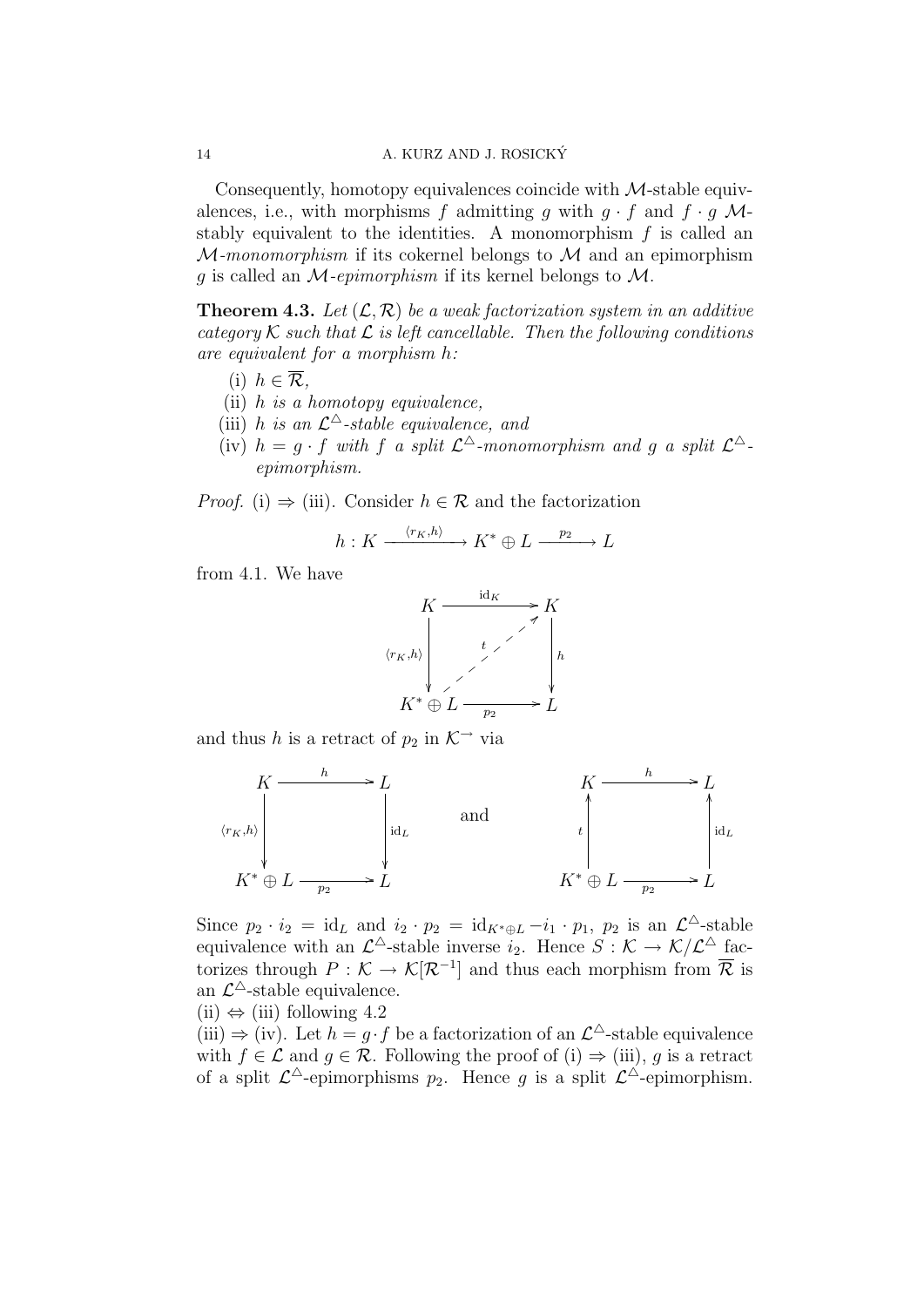Consequently, homotopy equivalences coincide with $\mathcal{M}$-stable equivalences, i.e., with morphisms $f$ admitting $g$ with $g \cdot f$ and $f \cdot g$ $\mathcal{M}$-stably equivalent to the identities. A monomorphism $f$ is called an *$\mathcal{M}$-monomorphism* if its cokernel belongs to $\mathcal{M}$ and an epimorphism $g$ is called an *$\mathcal{M}$-epimorphism* if its kernel belongs to $\mathcal{M}$.

**Theorem 4.3.** *Let $(\mathcal{L}, \mathcal{R})$ be a weak factorization system in an additive category $\mathcal{K}$ such that $\mathcal{L}$ is left cancellable. Then the following conditions are equivalent for a morphism $h$:*

- (i) *$h \in \overline{\mathcal{R}}$,*
- (ii) *$h$ is a homotopy equivalence,*
- (iii) *$h$ is an $\mathcal{L}^{\triangle}$-stable equivalence, and*
- (iv) *$h = g \cdot f$ with $f$ a split $\mathcal{L}^{\triangle}$-monomorphism and $g$ a split $\mathcal{L}^{\triangle}$-epimorphism.*

*Proof.* (i) $\Rightarrow$ (iii). Consider $h \in \mathcal{R}$ and the factorization

$$h : K \xrightarrow{\langle r_K, h \rangle} K^* \oplus L \xrightarrow{p_2} L$$

from 4.1. We have

$$\begin{array}{ccc} K & \xrightarrow{\mathrm{id}_K} & K \\ {\scriptstyle \langle r_K, h \rangle}\downarrow & \overset{t}{\nearrow} & \downarrow{\scriptstyle h} \\ K^* \oplus L & \xrightarrow[p_2]{} & L \end{array}$$

and thus $h$ is a retract of $p_2$ in $\mathcal{K}^{\to}$ via

$$\begin{array}{ccc} K & \xrightarrow{h} & L \\ {\scriptstyle \langle r_K, h \rangle}\downarrow & & \downarrow{\scriptstyle \mathrm{id}_L} \\ K^* \oplus L & \xrightarrow[p_2]{} & L \end{array} \qquad \text{and} \qquad \begin{array}{ccc} K & \xrightarrow{h} & L \\ {\scriptstyle t}\uparrow & & \uparrow{\scriptstyle \mathrm{id}_L} \\ K^* \oplus L & \xrightarrow[p_2]{} & L \end{array}$$

Since $p_2 \cdot i_2 = \mathrm{id}_L$ and $i_2 \cdot p_2 = \mathrm{id}_{K^* \oplus L} - i_1 \cdot p_1$, $p_2$ is an $\mathcal{L}^{\triangle}$-stable equivalence with an $\mathcal{L}^{\triangle}$-stable inverse $i_2$. Hence $S : \mathcal{K} \to \mathcal{K}/\mathcal{L}^{\triangle}$ factorizes through $P : \mathcal{K} \to \mathcal{K}[\mathcal{R}^{-1}]$ and thus each morphism from $\overline{\mathcal{R}}$ is an $\mathcal{L}^{\triangle}$-stable equivalence.

(ii) $\Leftrightarrow$ (iii) following 4.2

(iii) $\Rightarrow$ (iv). Let $h = g \cdot f$ be a factorization of an $\mathcal{L}^{\triangle}$-stable equivalence with $f \in \mathcal{L}$ and $g \in \mathcal{R}$. Following the proof of (i) $\Rightarrow$ (iii), $g$ is a retract of a split $\mathcal{L}^{\triangle}$-epimorphisms $p_2$. Hence $g$ is a split $\mathcal{L}^{\triangle}$-epimorphism.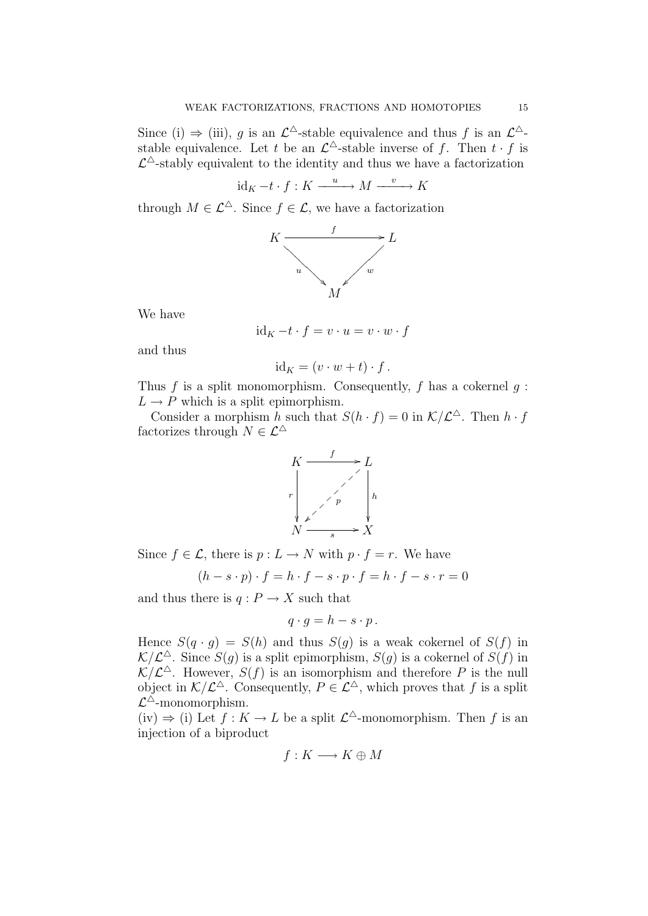Since (i) $\Rightarrow$ (iii), $g$ is an $\mathcal{L}^{\triangle}$-stable equivalence and thus $f$ is an $\mathcal{L}^{\triangle}$-stable equivalence. Let $t$ be an $\mathcal{L}^{\triangle}$-stable inverse of $f$. Then $t \cdot f$ is $\mathcal{L}^{\triangle}$-stably equivalent to the identity and thus we have a factorization

$$\mathrm{id}_K - t \cdot f : K \xrightarrow{\ u\ } M \xrightarrow{\ v\ } K$$

through $M \in \mathcal{L}^{\triangle}$. Since $f \in \mathcal{L}$, we have a factorization

$$\begin{array}{ccc} K & \xrightarrow{\quad f \quad} & L \\ & {\scriptstyle u} \searrow \quad \swarrow {\scriptstyle w} & \\ & M & \end{array}$$

We have

$$\mathrm{id}_K - t \cdot f = v \cdot u = v \cdot w \cdot f$$

and thus

$$\mathrm{id}_K = (v \cdot w + t) \cdot f\,.$$

Thus $f$ is a split monomorphism. Consequently, $f$ has a cokernel $g : L \to P$ which is a split epimorphism.

Consider a morphism $h$ such that $S(h \cdot f) = 0$ in $\mathcal{K}/\mathcal{L}^{\triangle}$. Then $h \cdot f$ factorizes through $N \in \mathcal{L}^{\triangle}$

$$\begin{array}{ccc} K & \xrightarrow{\quad f \quad} & L \\ {\scriptstyle r}\downarrow & \swarrow {\scriptstyle p} & \downarrow{\scriptstyle h} \\ N & \xrightarrow[\quad s \quad]{} & X \end{array}$$

Since $f \in \mathcal{L}$, there is $p : L \to N$ with $p \cdot f = r$. We have

$$(h - s \cdot p) \cdot f = h \cdot f - s \cdot p \cdot f = h \cdot f - s \cdot r = 0$$

and thus there is $q : P \to X$ such that

$$q \cdot g = h - s \cdot p\,.$$

Hence $S(q \cdot g) = S(h)$ and thus $S(g)$ is a weak cokernel of $S(f)$ in $\mathcal{K}/\mathcal{L}^{\triangle}$. Since $S(g)$ is a split epimorphism, $S(g)$ is a cokernel of $S(f)$ in $\mathcal{K}/\mathcal{L}^{\triangle}$. However, $S(f)$ is an isomorphism and therefore $P$ is the null object in $\mathcal{K}/\mathcal{L}^{\triangle}$. Consequently, $P \in \mathcal{L}^{\triangle}$, which proves that $f$ is a split $\mathcal{L}^{\triangle}$-monomorphism.

(iv) $\Rightarrow$ (i) Let $f : K \to L$ be a split $\mathcal{L}^{\triangle}$-monomorphism. Then $f$ is an injection of a biproduct

$$f : K \longrightarrow K \oplus M$$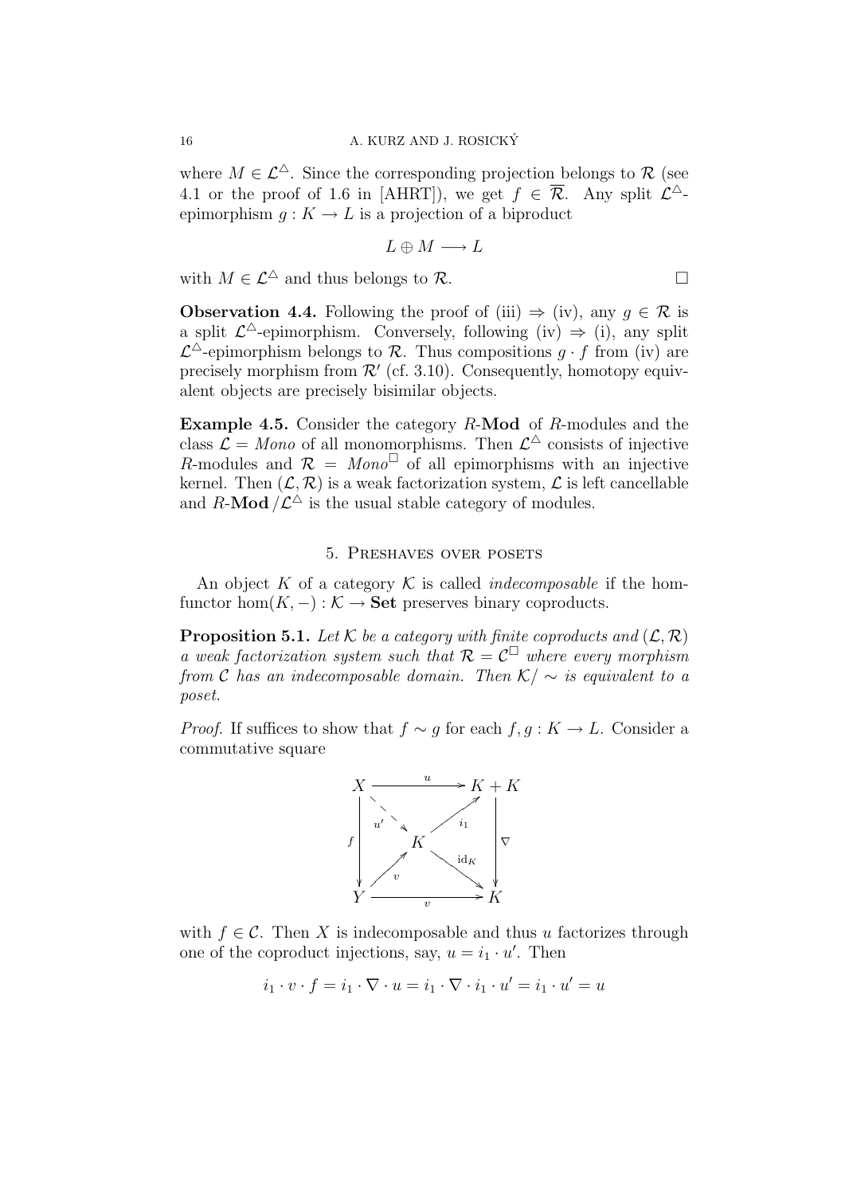where $M \in \mathcal{L}^\triangle$. Since the corresponding projection belongs to $\mathcal{R}$ (see 4.1 or the proof of 1.6 in [AHRT]), we get $f \in \overline{\mathcal{R}}$. Any split $\mathcal{L}^\triangle$-epimorphism $g : K \to L$ is a projection of a biproduct

$$L \oplus M \longrightarrow L$$

with $M \in \mathcal{L}^\triangle$ and thus belongs to $\mathcal{R}$. $\square$

**Observation 4.4.** Following the proof of (iii) $\Rightarrow$ (iv), any $g \in \mathcal{R}$ is a split $\mathcal{L}^\triangle$-epimorphism. Conversely, following (iv) $\Rightarrow$ (i), any split $\mathcal{L}^\triangle$-epimorphism belongs to $\mathcal{R}$. Thus compositions $g \cdot f$ from (iv) are precisely morphism from $\mathcal{R}'$ (cf. 3.10). Consequently, homotopy equivalent objects are precisely bisimilar objects.

**Example 4.5.** Consider the category $R$-**Mod** of $R$-modules and the class $\mathcal{L} = Mono$ of all monomorphisms. Then $\mathcal{L}^\triangle$ consists of injective $R$-modules and $\mathcal{R} = Mono^\square$ of all epimorphisms with an injective kernel. Then $(\mathcal{L}, \mathcal{R})$ is a weak factorization system, $\mathcal{L}$ is left cancellable and $R$-**Mod**$/\mathcal{L}^\triangle$ is the usual stable category of modules.

## 5. Preshaves over posets

An object $K$ of a category $\mathcal{K}$ is called *indecomposable* if the hom-functor $\hom(K, -) : \mathcal{K} \to \mathbf{Set}$ preserves binary coproducts.

**Proposition 5.1.** *Let $\mathcal{K}$ be a category with finite coproducts and $(\mathcal{L}, \mathcal{R})$ a weak factorization system such that $\mathcal{R} = \mathcal{C}^\square$ where every morphism from $\mathcal{C}$ has an indecomposable domain. Then $\mathcal{K}/\sim$ is equivalent to a poset.*

*Proof.* If suffices to show that $f \sim g$ for each $f, g : K \to L$. Consider a commutative square

$$\begin{array}{ccc} X & \xrightarrow{\ u\ } & K + K \\ {\scriptstyle f}\downarrow & \overset{u'}{\searrow}\ K\ \overset{i_1}{\nearrow} & \downarrow{\scriptstyle \nabla} \\ & \overset{v}{\nearrow}\ \ \ \overset{\mathrm{id}_K}{\searrow} & \\ Y & \xrightarrow[\ v\ ]{} & K \end{array}$$

with $f \in \mathcal{C}$. Then $X$ is indecomposable and thus $u$ factorizes through one of the coproduct injections, say, $u = i_1 \cdot u'$. Then

$$i_1 \cdot v \cdot f = i_1 \cdot \nabla \cdot u = i_1 \cdot \nabla \cdot i_1 \cdot u' = i_1 \cdot u' = u$$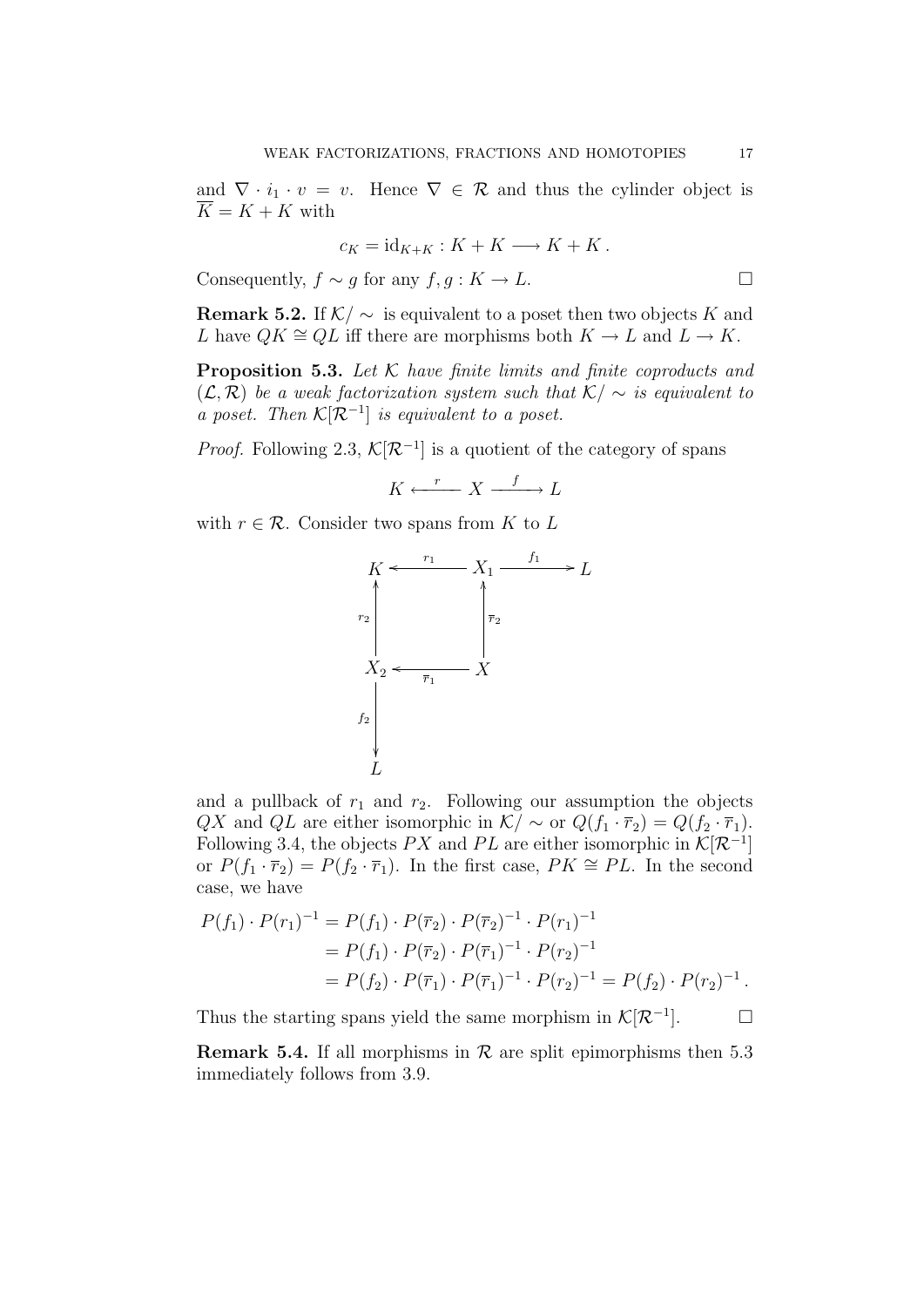and $\nabla \cdot i_1 \cdot v = v$. Hence $\nabla \in \mathcal{R}$ and thus the cylinder object is $\overline{K} = K + K$ with

$$c_K = \mathrm{id}_{K+K} : K + K \longrightarrow K + K\,.$$

Consequently, $f \sim g$ for any $f, g : K \to L$. $\square$

**Remark 5.2.** If $\mathcal{K}/\sim$ is equivalent to a poset then two objects $K$ and $L$ have $QK \cong QL$ iff there are morphisms both $K \to L$ and $L \to K$.

**Proposition 5.3.** *Let $\mathcal{K}$ have finite limits and finite coproducts and $(\mathcal{L}, \mathcal{R})$ be a weak factorization system such that $\mathcal{K}/\sim$ is equivalent to a poset. Then $\mathcal{K}[\mathcal{R}^{-1}]$ is equivalent to a poset.*

*Proof.* Following 2.3, $\mathcal{K}[\mathcal{R}^{-1}]$ is a quotient of the category of spans

$$K \xleftarrow{\;r\;} X \xrightarrow{\;f\;} L$$

with $r \in \mathcal{R}$. Consider two spans from $K$ to $L$

$$\begin{array}{ccccc}
K & \xleftarrow{\;r_1\;} & X_1 & \xrightarrow{\;f_1\;} & L \\
\uparrow{\scriptstyle r_2} & & \uparrow{\scriptstyle \overline{r}_2} & & \\
X_2 & \xleftarrow{\;\overline{r}_1\;} & X & & \\
\downarrow{\scriptstyle f_2} & & & & \\
L & & & &
\end{array}$$

and a pullback of $r_1$ and $r_2$. Following our assumption the objects $QX$ and $QL$ are either isomorphic in $\mathcal{K}/\sim$ or $Q(f_1 \cdot \overline{r}_2) = Q(f_2 \cdot \overline{r}_1)$. Following 3.4, the objects $PX$ and $PL$ are either isomorphic in $\mathcal{K}[\mathcal{R}^{-1}]$ or $P(f_1 \cdot \overline{r}_2) = P(f_2 \cdot \overline{r}_1)$. In the first case, $PK \cong PL$. In the second case, we have

$$\begin{aligned}
P(f_1) \cdot P(r_1)^{-1} &= P(f_1) \cdot P(\overline{r}_2) \cdot P(\overline{r}_2)^{-1} \cdot P(r_1)^{-1} \\
&= P(f_1) \cdot P(\overline{r}_2) \cdot P(\overline{r}_1)^{-1} \cdot P(r_2)^{-1} \\
&= P(f_2) \cdot P(\overline{r}_1) \cdot P(\overline{r}_1)^{-1} \cdot P(r_2)^{-1} = P(f_2) \cdot P(r_2)^{-1}\,.
\end{aligned}$$

Thus the starting spans yield the same morphism in $\mathcal{K}[\mathcal{R}^{-1}]$. $\square$

**Remark 5.4.** If all morphisms in $\mathcal{R}$ are split epimorphisms then 5.3 immediately follows from 3.9.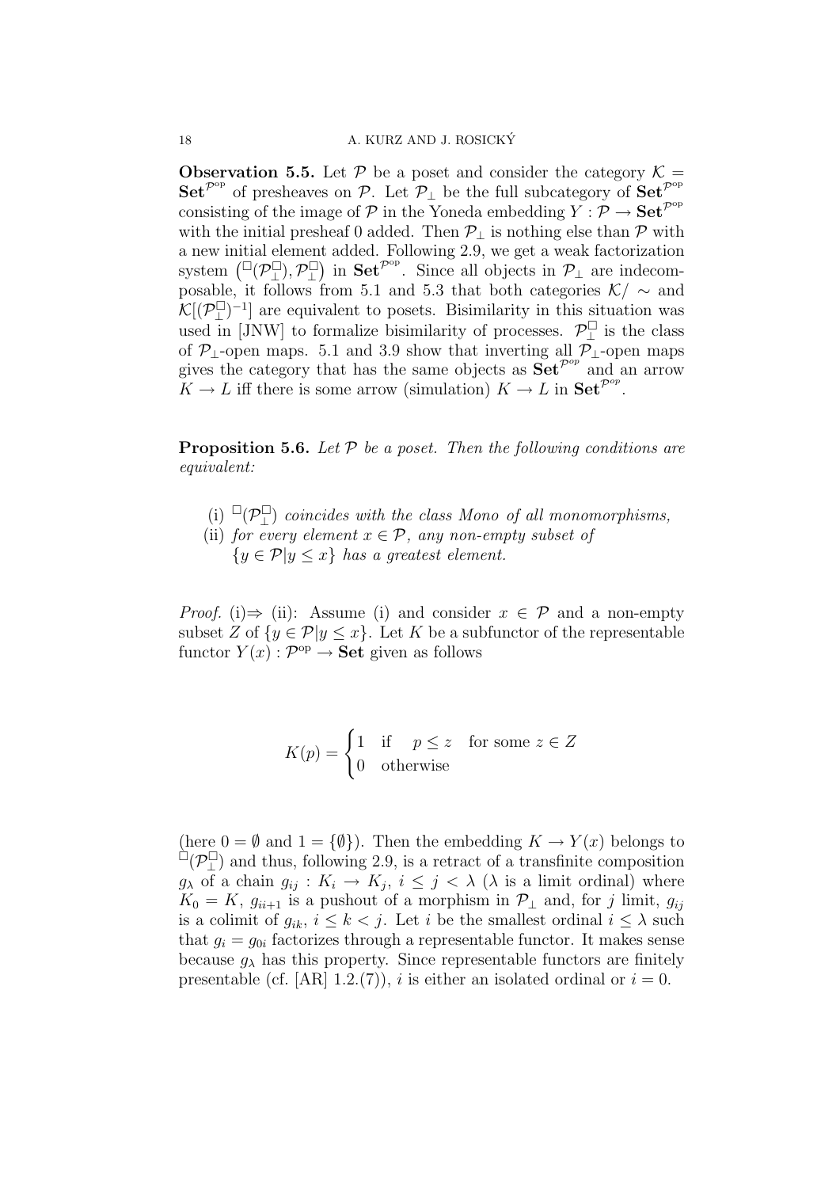**Observation 5.5.** Let $\mathcal{P}$ be a poset and consider the category $\mathcal{K} = \mathbf{Set}^{\mathcal{P}^{\mathrm{op}}}$ of presheaves on $\mathcal{P}$. Let $\mathcal{P}_\perp$ be the full subcategory of $\mathbf{Set}^{\mathcal{P}^{\mathrm{op}}}$ consisting of the image of $\mathcal{P}$ in the Yoneda embedding $Y : \mathcal{P} \to \mathbf{Set}^{\mathcal{P}^{\mathrm{op}}}$ with the initial presheaf 0 added. Then $\mathcal{P}_\perp$ is nothing else than $\mathcal{P}$ with a new initial element added. Following 2.9, we get a weak factorization system $\left({}^\square(\mathcal{P}_\perp^\square), \mathcal{P}_\perp^\square\right)$ in $\mathbf{Set}^{\mathcal{P}^{\mathrm{op}}}$. Since all objects in $\mathcal{P}_\perp$ are indecomposable, it follows from 5.1 and 5.3 that both categories $\mathcal{K}/\sim$ and $\mathcal{K}[(\mathcal{P}_\perp^\square)^{-1}]$ are equivalent to posets. Bisimilarity in this situation was used in [JNW] to formalize bisimilarity of processes. $\mathcal{P}_\perp^\square$ is the class of $\mathcal{P}_\perp$-open maps. 5.1 and 3.9 show that inverting all $\mathcal{P}_\perp$-open maps gives the category that has the same objects as $\mathbf{Set}^{\mathcal{P}^{op}}$ and an arrow $K \to L$ iff there is some arrow (simulation) $K \to L$ in $\mathbf{Set}^{\mathcal{P}^{op}}$.

**Proposition 5.6.** *Let $\mathcal{P}$ be a poset. Then the following conditions are equivalent:*

(i) ${}^\square(\mathcal{P}_\perp^\square)$ *coincides with the class Mono of all monomorphisms,*
(ii) *for every element $x \in \mathcal{P}$, any non-empty subset of $\{y \in \mathcal{P} | y \leq x\}$ has a greatest element.*

*Proof.* (i)$\Rightarrow$ (ii): Assume (i) and consider $x \in \mathcal{P}$ and a non-empty subset $Z$ of $\{y \in \mathcal{P} | y \leq x\}$. Let $K$ be a subfunctor of the representable functor $Y(x) : \mathcal{P}^{\mathrm{op}} \to \mathbf{Set}$ given as follows

$$K(p) = \begin{cases} 1 & \text{if} \quad p \leq z \quad \text{for some } z \in Z \\ 0 & \text{otherwise} \end{cases}$$

(here $0 = \emptyset$ and $1 = \{\emptyset\}$). Then the embedding $K \to Y(x)$ belongs to ${}^\square(\mathcal{P}_\perp^\square)$ and thus, following 2.9, is a retract of a transfinite composition $g_\lambda$ of a chain $g_{ij} : K_i \to K_j$, $i \leq j < \lambda$ ($\lambda$ is a limit ordinal) where $K_0 = K$, $g_{ii+1}$ is a pushout of a morphism in $\mathcal{P}_\perp$ and, for $j$ limit, $g_{ij}$ is a colimit of $g_{ik}$, $i \leq k < j$. Let $i$ be the smallest ordinal $i \leq \lambda$ such that $g_i = g_{0i}$ factorizes through a representable functor. It makes sense because $g_\lambda$ has this property. Since representable functors are finitely presentable (cf. [AR] 1.2.(7)), $i$ is either an isolated ordinal or $i = 0$.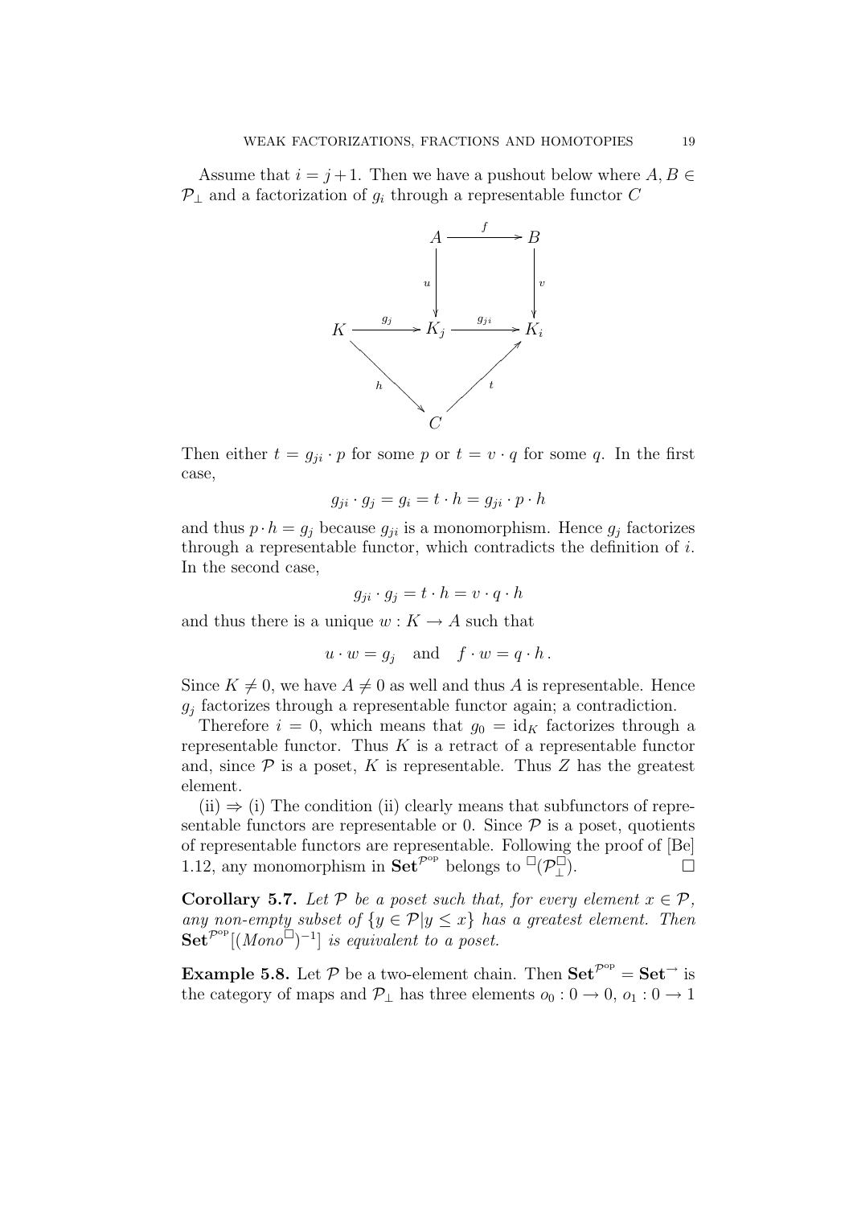Assume that $i = j + 1$. Then we have a pushout below where $A, B \in \mathcal{P}_\perp$ and a factorization of $g_i$ through a representable functor $C$

$$
\begin{array}{ccccc}
 & & A & \xrightarrow{\quad f \quad} & B \\
 & & {\scriptstyle u}\downarrow & & \downarrow{\scriptstyle v} \\
K & \xrightarrow{\ g_j\ } & K_j & \xrightarrow{\ g_{ji}\ } & K_i \\
 & {\scriptstyle h}\searrow & & \nearrow{\scriptstyle t} & \\
 & & C & &
\end{array}
$$

Then either $t = g_{ji} \cdot p$ for some $p$ or $t = v \cdot q$ for some $q$. In the first case,

$$g_{ji} \cdot g_j = g_i = t \cdot h = g_{ji} \cdot p \cdot h$$

and thus $p \cdot h = g_j$ because $g_{ji}$ is a monomorphism. Hence $g_j$ factorizes through a representable functor, which contradicts the definition of $i$. In the second case,

$$g_{ji} \cdot g_j = t \cdot h = v \cdot q \cdot h$$

and thus there is a unique $w : K \to A$ such that

$$u \cdot w = g_j \quad \text{and} \quad f \cdot w = q \cdot h \,.$$

Since $K \neq 0$, we have $A \neq 0$ as well and thus $A$ is representable. Hence $g_j$ factorizes through a representable functor again; a contradiction.

Therefore $i = 0$, which means that $g_0 = \mathrm{id}_K$ factorizes through a representable functor. Thus $K$ is a retract of a representable functor and, since $\mathcal{P}$ is a poset, $K$ is representable. Thus $Z$ has the greatest element.

(ii) $\Rightarrow$ (i) The condition (ii) clearly means that subfunctors of representable functors are representable or 0. Since $\mathcal{P}$ is a poset, quotients of representable functors are representable. Following the proof of [Be] 1.12, any monomorphism in $\mathbf{Set}^{\mathcal{P}^{\mathrm{op}}}$ belongs to ${}^{\square}(\mathcal{P}_\perp^{\square})$. $\square$

**Corollary 5.7.** *Let $\mathcal{P}$ be a poset such that, for every element $x \in \mathcal{P}$, any non-empty subset of $\{y \in \mathcal{P} | y \leq x\}$ has a greatest element. Then $\mathbf{Set}^{\mathcal{P}^{\mathrm{op}}}[(Mono^{\square})^{-1}]$ is equivalent to a poset.*

**Example 5.8.** Let $\mathcal{P}$ be a two-element chain. Then $\mathbf{Set}^{\mathcal{P}^{\mathrm{op}}} = \mathbf{Set}^{\to}$ is the category of maps and $\mathcal{P}_\perp$ has three elements $o_0 : 0 \to 0$, $o_1 : 0 \to 1$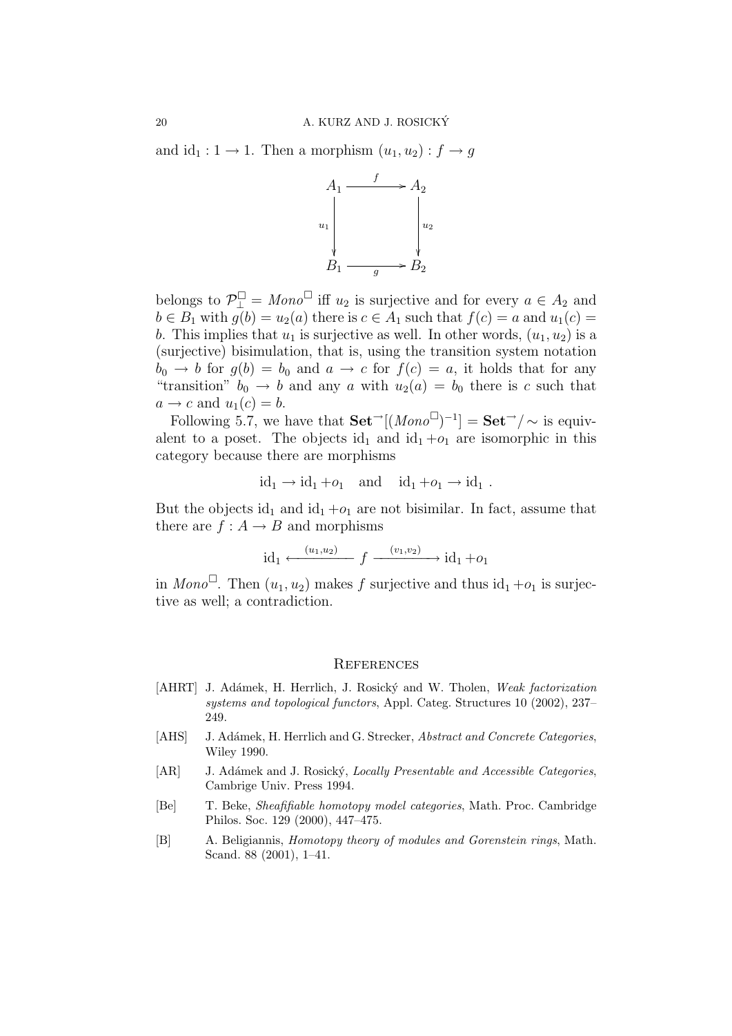and $\mathrm{id}_1 : 1 \to 1$. Then a morphism $(u_1, u_2) : f \to g$

$$
\begin{array}{ccc}
A_1 & \xrightarrow{\quad f \quad} & A_2 \\
{\scriptstyle u_1}\big\downarrow & & \big\downarrow{\scriptstyle u_2} \\
B_1 & \xrightarrow[\quad g \quad]{} & B_2
\end{array}
$$

belongs to $\mathcal{P}_\perp^\square = \mathit{Mono}^\square$ iff $u_2$ is surjective and for every $a \in A_2$ and $b \in B_1$ with $g(b) = u_2(a)$ there is $c \in A_1$ such that $f(c) = a$ and $u_1(c) = b$. This implies that $u_1$ is surjective as well. In other words, $(u_1, u_2)$ is a (surjective) bisimulation, that is, using the transition system notation $b_0 \to b$ for $g(b) = b_0$ and $a \to c$ for $f(c) = a$, it holds that for any "transition" $b_0 \to b$ and any $a$ with $u_2(a) = b_0$ there is $c$ such that $a \to c$ and $u_1(c) = b$.

Following 5.7, we have that $\mathbf{Set}^\to[(\mathit{Mono}^\square)^{-1}] = \mathbf{Set}^\to/\sim$ is equivalent to a poset. The objects $\mathrm{id}_1$ and $\mathrm{id}_1 + o_1$ are isomorphic in this category because there are morphisms

$$
\mathrm{id}_1 \to \mathrm{id}_1 + o_1 \quad \text{and} \quad \mathrm{id}_1 + o_1 \to \mathrm{id}_1 \ .
$$

But the objects $\mathrm{id}_1$ and $\mathrm{id}_1 + o_1$ are not bisimilar. In fact, assume that there are $f : A \to B$ and morphisms

$$
\mathrm{id}_1 \xleftarrow{\ (u_1, u_2)\ } f \xrightarrow{\ (v_1, v_2)\ } \mathrm{id}_1 + o_1
$$

in $\mathit{Mono}^\square$. Then $(u_1, u_2)$ makes $f$ surjective and thus $\mathrm{id}_1 + o_1$ is surjective as well; a contradiction.

## References

- [AHRT] J. Adámek, H. Herrlich, J. Rosický and W. Tholen, *Weak factorization systems and topological functors*, Appl. Categ. Structures 10 (2002), 237–249.
- [AHS] J. Adámek, H. Herrlich and G. Strecker, *Abstract and Concrete Categories*, Wiley 1990.
- [AR] J. Adámek and J. Rosický, *Locally Presentable and Accessible Categories*, Cambrige Univ. Press 1994.
- [Be] T. Beke, *Sheafifiable homotopy model categories*, Math. Proc. Cambridge Philos. Soc. 129 (2000), 447–475.
- [B] A. Beligiannis, *Homotopy theory of modules and Gorenstein rings*, Math. Scand. 88 (2001), 1–41.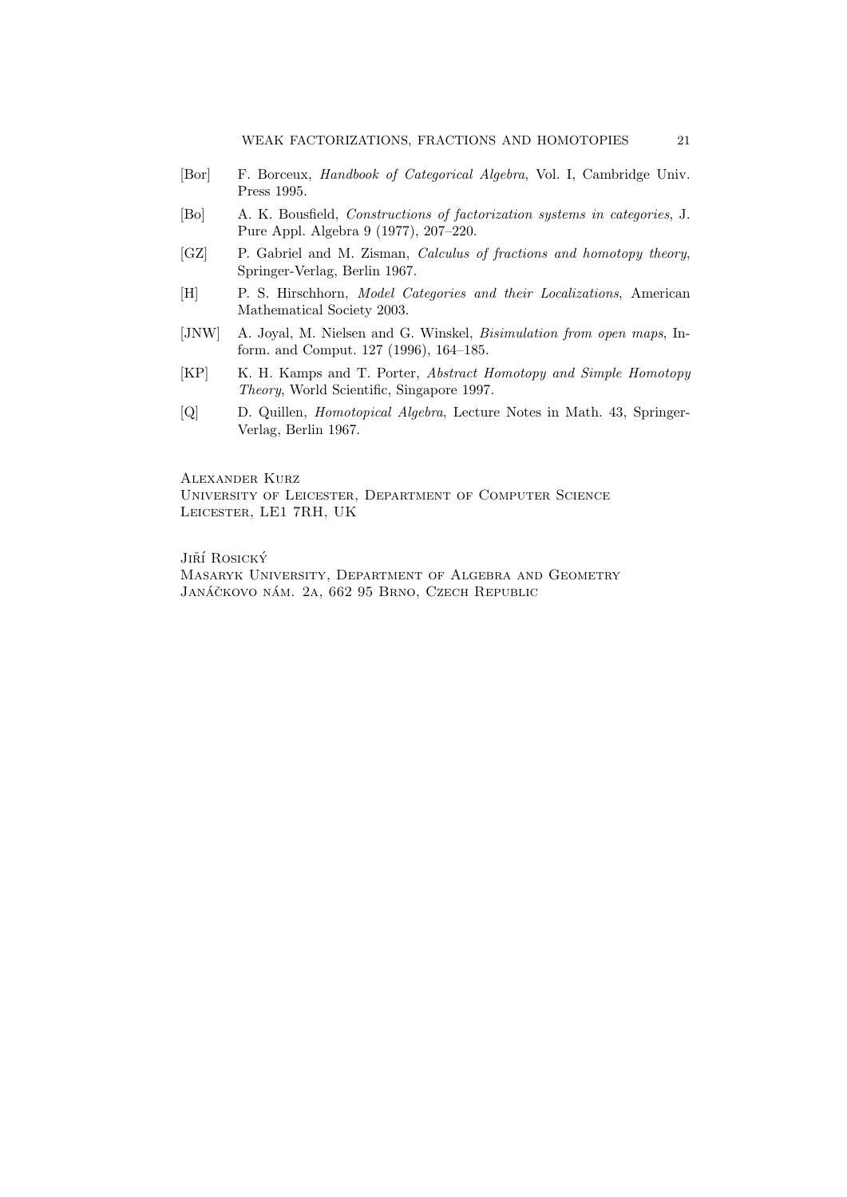[Bor] F. Borceux, *Handbook of Categorical Algebra*, Vol. I, Cambridge Univ. Press 1995.

[Bo] A. K. Bousfield, *Constructions of factorization systems in categories*, J. Pure Appl. Algebra 9 (1977), 207–220.

[GZ] P. Gabriel and M. Zisman, *Calculus of fractions and homotopy theory*, Springer-Verlag, Berlin 1967.

[H] P. S. Hirschhorn, *Model Categories and their Localizations*, American Mathematical Society 2003.

[JNW] A. Joyal, M. Nielsen and G. Winskel, *Bisimulation from open maps*, Inform. and Comput. 127 (1996), 164–185.

[KP] K. H. Kamps and T. Porter, *Abstract Homotopy and Simple Homotopy Theory*, World Scientific, Singapore 1997.

[Q] D. Quillen, *Homotopical Algebra*, Lecture Notes in Math. 43, Springer-Verlag, Berlin 1967.

Alexander Kurz
University of Leicester, Department of Computer Science
Leicester, LE1 7RH, UK

Jiří Rosický
Masaryk University, Department of Algebra and Geometry
Janáčkovo nám. 2a, 662 95 Brno, Czech Republic